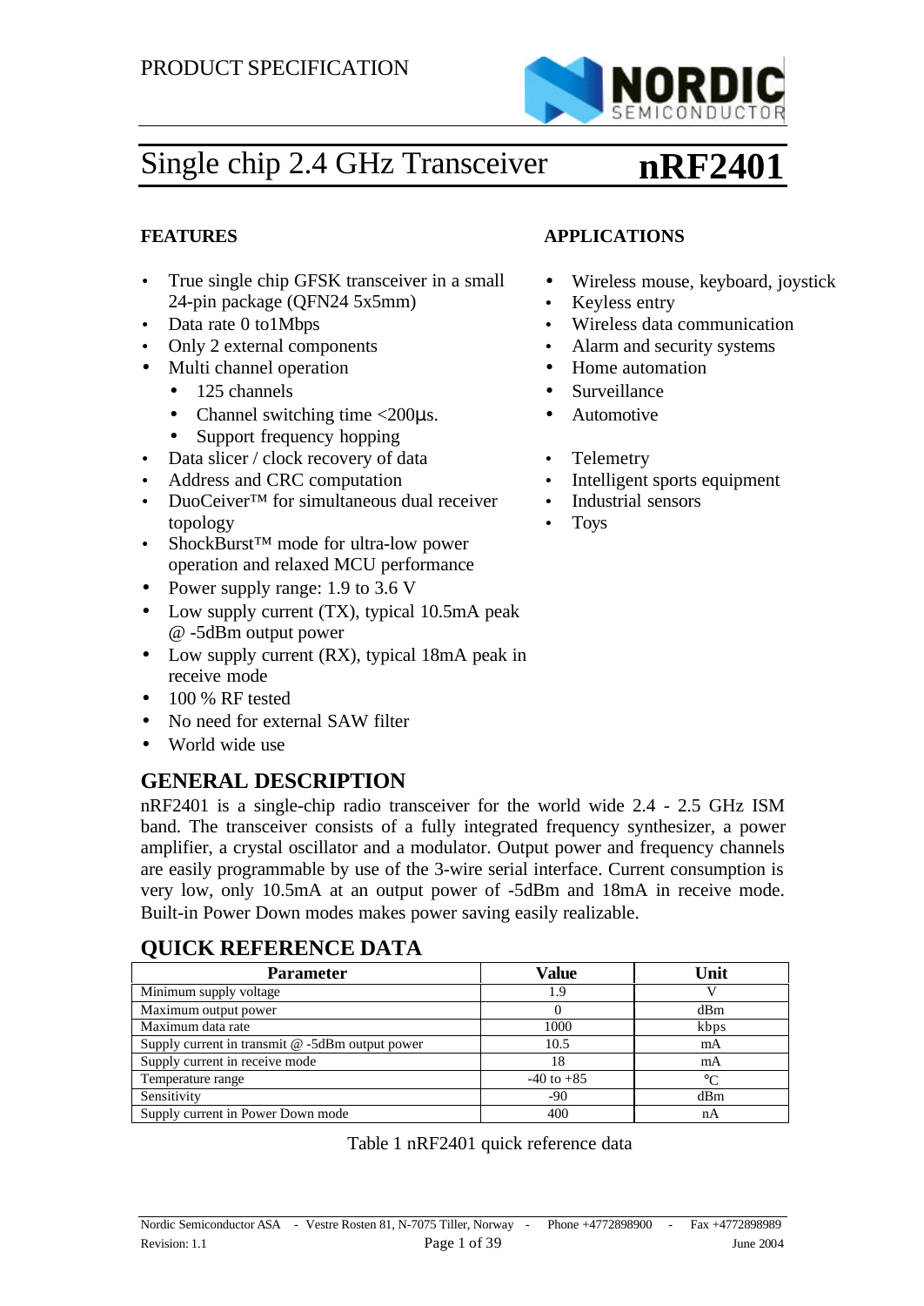PRODUCT SPECIFICATION

# Single chip 2.4 GHz Transceiver **nRF2401**

## FEATURES

- True single chip GFSK transceiver in a small 24-pin package (QFN24 5x5mm)
- Data rate 0 to1Mbps
- Only 2 external components
- Multi channel operation
  - 125 channels
  - Channel switching time <200µs.
  - Support frequency hopping
- Data slicer / clock recovery of data
- Address and CRC computation
- DuoCeiver™ for simultaneous dual receiver topology
- ShockBurst™ mode for ultra-low power operation and relaxed MCU performance
- Power supply range: 1.9 to 3.6 V
- Low supply current (TX), typical 10.5mA peak @ -5dBm output power
- Low supply current (RX), typical 18mA peak in receive mode
- 100 % RF tested
- No need for external SAW filter
- World wide use

## APPLICATIONS

- Wireless mouse, keyboard, joystick
- Keyless entry
- Wireless data communication
- Alarm and security systems
- Home automation
- Surveillance
- Automotive
- Telemetry
- Intelligent sports equipment
- Industrial sensors
- Toys

## GENERAL DESCRIPTION

nRF2401 is a single-chip radio transceiver for the world wide 2.4 - 2.5 GHz ISM band. The transceiver consists of a fully integrated frequency synthesizer, a power amplifier, a crystal oscillator and a modulator. Output power and frequency channels are easily programmable by use of the 3-wire serial interface. Current consumption is very low, only 10.5mA at an output power of -5dBm and 18mA in receive mode. Built-in Power Down modes makes power saving easily realizable.

## QUICK REFERENCE DATA

| Parameter | Value | Unit |
|---|---|---|
| Minimum supply voltage | 1.9 | V |
| Maximum output power | 0 | dBm |
| Maximum data rate | 1000 | kbps |
| Supply current in transmit @ -5dBm output power | 10.5 | mA |
| Supply current in receive mode | 18 | mA |
| Temperature range | -40 to +85 | °C |
| Sensitivity | -90 | dBm |
| Supply current in Power Down mode | 400 | nA |

Table 1 nRF2401 quick reference data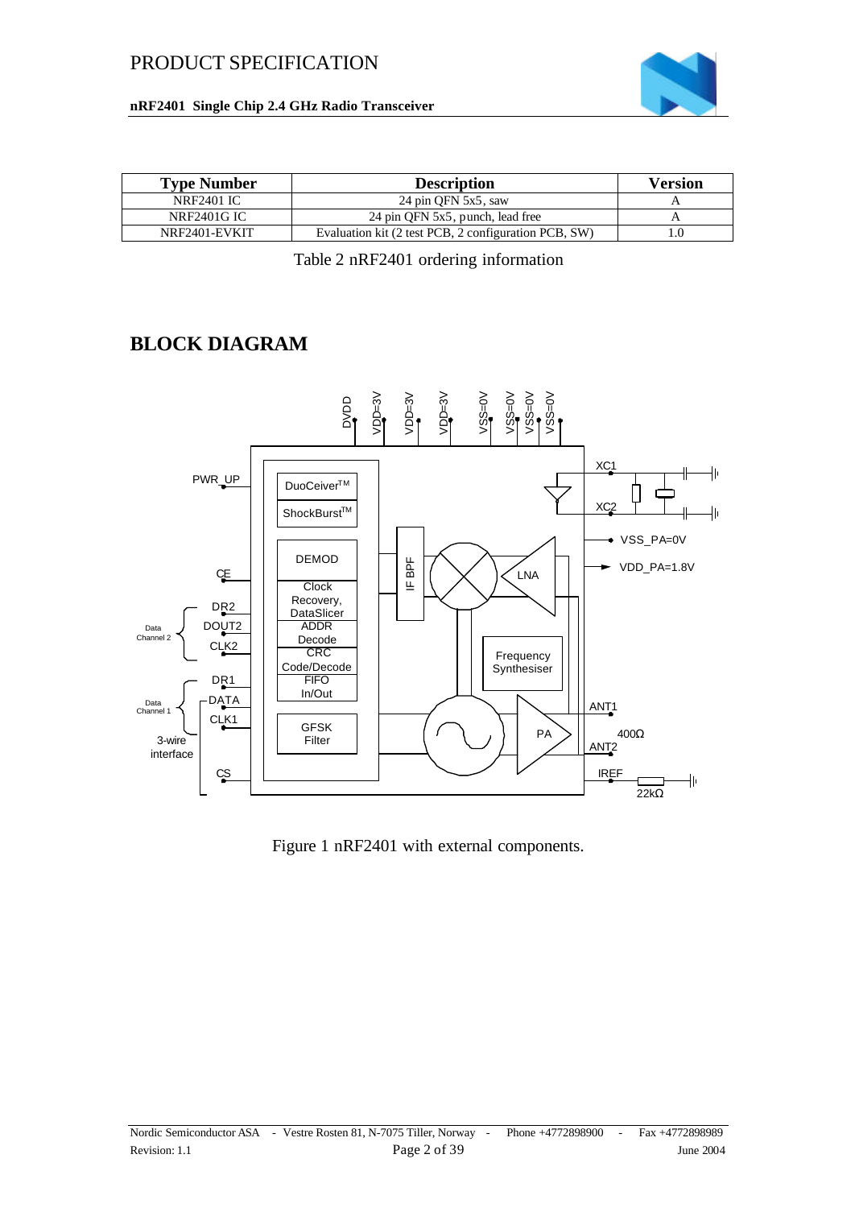| Type Number | Description | Version |
| --- | --- | --- |
| NRF2401 IC | 24 pin QFN 5x5, saw | A |
| NRF2401G IC | 24 pin QFN 5x5, punch, lead free | A |
| NRF2401-EVKIT | Evaluation kit (2 test PCB, 2 configuration PCB, SW) | 1.0 |

Table 2 nRF2401 ordering information

# BLOCK DIAGRAM

Figure 1 nRF2401 with external components.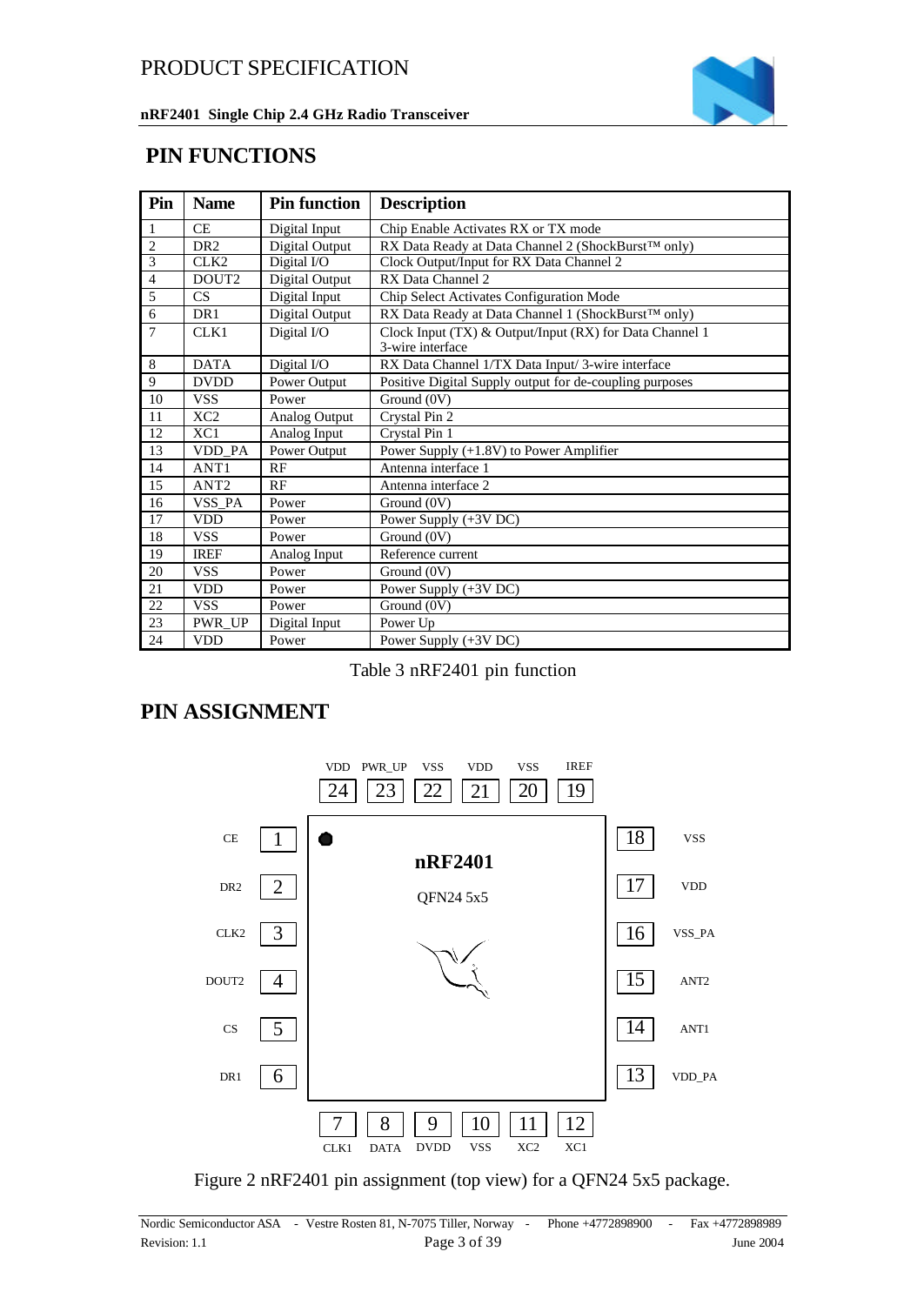## PIN FUNCTIONS

| Pin | Name | Pin function | Description |
|---|---|---|---|
| 1 | CE | Digital Input | Chip Enable Activates RX or TX mode |
| 2 | DR2 | Digital Output | RX Data Ready at Data Channel 2 (ShockBurst™ only) |
| 3 | CLK2 | Digital I/O | Clock Output/Input for RX Data Channel 2 |
| 4 | DOUT2 | Digital Output | RX Data Channel 2 |
| 5 | CS | Digital Input | Chip Select Activates Configuration Mode |
| 6 | DR1 | Digital Output | RX Data Ready at Data Channel 1 (ShockBurst™ only) |
| 7 | CLK1 | Digital I/O | Clock Input (TX) & Output/Input (RX) for Data Channel 1 3-wire interface |
| 8 | DATA | Digital I/O | RX Data Channel 1/TX Data Input/ 3-wire interface |
| 9 | DVDD | Power Output | Positive Digital Supply output for de-coupling purposes |
| 10 | VSS | Power | Ground (0V) |
| 11 | XC2 | Analog Output | Crystal Pin 2 |
| 12 | XC1 | Analog Input | Crystal Pin 1 |
| 13 | VDD_PA | Power Output | Power Supply (+1.8V) to Power Amplifier |
| 14 | ANT1 | RF | Antenna interface 1 |
| 15 | ANT2 | RF | Antenna interface 2 |
| 16 | VSS_PA | Power | Ground (0V) |
| 17 | VDD | Power | Power Supply (+3V DC) |
| 18 | VSS | Power | Ground (0V) |
| 19 | IREF | Analog Input | Reference current |
| 20 | VSS | Power | Ground (0V) |
| 21 | VDD | Power | Power Supply (+3V DC) |
| 22 | VSS | Power | Ground (0V) |
| 23 | PWR_UP | Digital Input | Power Up |
| 24 | VDD | Power | Power Supply (+3V DC) |

Table 3 nRF2401 pin function

## PIN ASSIGNMENT

Figure 2 nRF2401 pin assignment (top view) for a QFN24 5x5 package.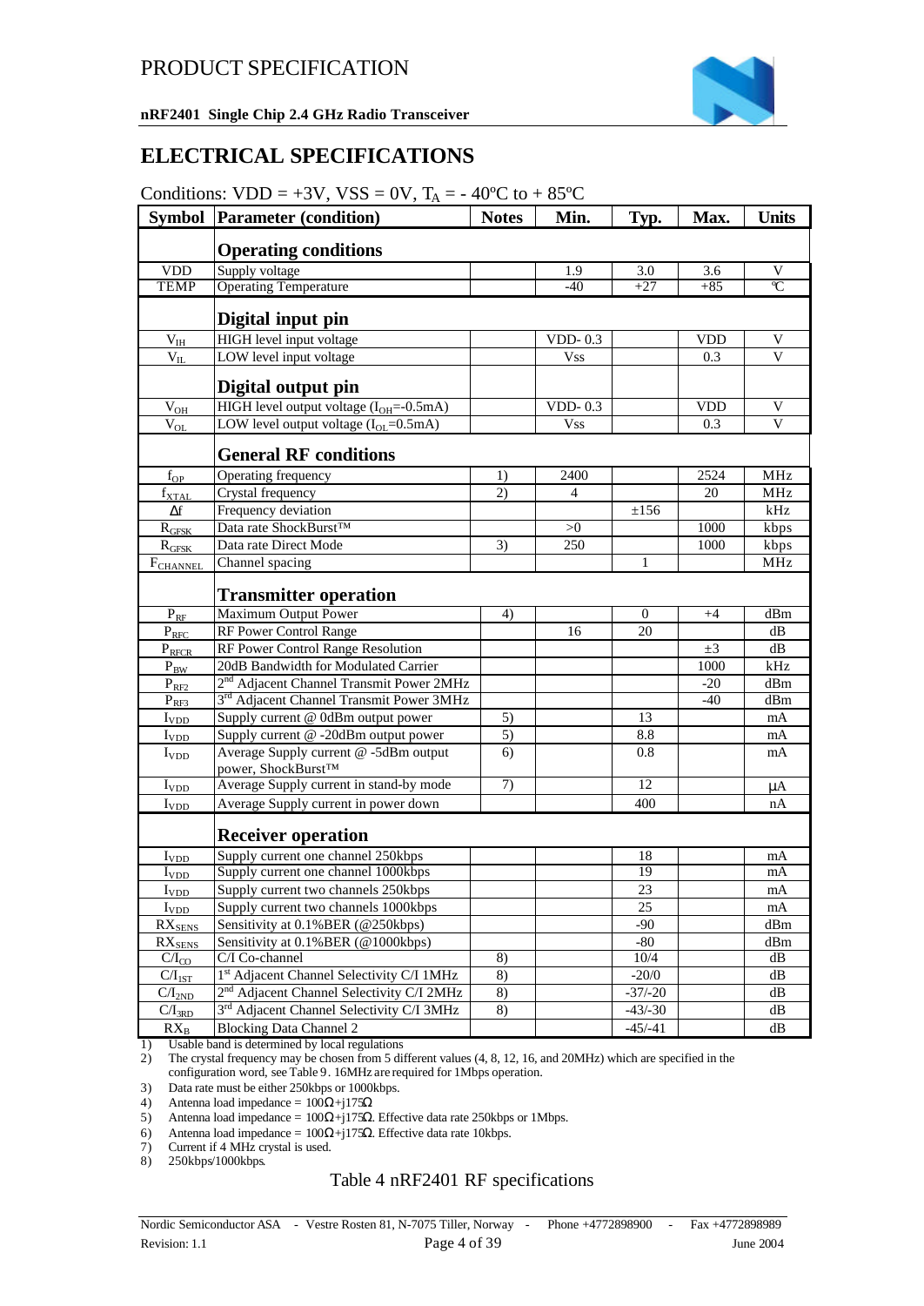## ELECTRICAL SPECIFICATIONS

Conditions: VDD = +3V, VSS = 0V, $T_A$ = - 40ºC to + 85ºC

| Symbol | Parameter (condition) | Notes | Min. | Typ. | Max. | Units |
|---|---|---|---|---|---|---|
| | **Operating conditions** | | | | | |
| VDD | Supply voltage | | 1.9 | 3.0 | 3.6 | V |
| TEMP | Operating Temperature | | -40 | +27 | +85 | ºC |
| | **Digital input pin** | | | | | |
| $V_{IH}$ | HIGH level input voltage | | VDD- 0.3 | | VDD | V |
| $V_{IL}$ | LOW level input voltage | | Vss | | 0.3 | V |
| | **Digital output pin** | | | | | |
| $V_{OH}$ | HIGH level output voltage ($I_{OH}$=-0.5mA) | | VDD- 0.3 | | VDD | V |
| $V_{OL}$ | LOW level output voltage ($I_{OL}$=0.5mA) | | Vss | | 0.3 | V |
| | **General RF conditions** | | | | | |
| $f_{OP}$ | Operating frequency | 1) | 2400 | | 2524 | MHz |
| $f_{XTAL}$ | Crystal frequency | 2) | 4 | | 20 | MHz |
| $\Delta f$ | Frequency deviation | | | ±156 | | kHz |
| $R_{GFSK}$ | Data rate ShockBurst™ | | >0 | | 1000 | kbps |
| $R_{GFSK}$ | Data rate Direct Mode | 3) | 250 | | 1000 | kbps |
| $F_{CHANNEL}$ | Channel spacing | | | 1 | | MHz |
| | **Transmitter operation** | | | | | |
| $P_{RF}$ | Maximum Output Power | 4) | | 0 | +4 | dBm |
| $P_{RFC}$ | RF Power Control Range | | 16 | 20 | | dB |
| $P_{RFCR}$ | RF Power Control Range Resolution | | | | ±3 | dB |
| $P_{BW}$ | 20dB Bandwidth for Modulated Carrier | | | | 1000 | kHz |
| $P_{RF2}$ | 2nd Adjacent Channel Transmit Power 2MHz | | | | -20 | dBm |
| $P_{RF3}$ | 3rd Adjacent Channel Transmit Power 3MHz | | | | -40 | dBm |
| $I_{VDD}$ | Supply current @ 0dBm output power | 5) | | 13 | | mA |
| $I_{VDD}$ | Supply current @ -20dBm output power | 5) | | 8.8 | | mA |
| $I_{VDD}$ | Average Supply current @ -5dBm output power, ShockBurst™ | 6) | | 0.8 | | mA |
| $I_{VDD}$ | Average Supply current in stand-by mode | 7) | | 12 | | µA |
| $I_{VDD}$ | Average Supply current in power down | | | 400 | | nA |
| | **Receiver operation** | | | | | |
| $I_{VDD}$ | Supply current one channel 250kbps | | | 18 | | mA |
| $I_{VDD}$ | Supply current one channel 1000kbps | | | 19 | | mA |
| $I_{VDD}$ | Supply current two channels 250kbps | | | 23 | | mA |
| $I_{VDD}$ | Supply current two channels 1000kbps | | | 25 | | mA |
| $RX_{SENS}$ | Sensitivity at 0.1%BER (@250kbps) | | | -90 | | dBm |
| $RX_{SENS}$ | Sensitivity at 0.1%BER (@1000kbps) | | | -80 | | dBm |
| $C/I_{CO}$ | C/I Co-channel | 8) | | 10/4 | | dB |
| $C/I_{1ST}$ | 1st Adjacent Channel Selectivity C/I 1MHz | 8) | | -20/0 | | dB |
| $C/I_{2ND}$ | 2nd Adjacent Channel Selectivity C/I 2MHz | 8) | | -37/-20 | | dB |
| $C/I_{3RD}$ | 3rd Adjacent Channel Selectivity C/I 3MHz | 8) | | -43/-30 | | dB |
| $RX_B$ | Blocking Data Channel 2 | | | -45/-41 | | dB |

1) Usable band is determined by local regulations
2) The crystal frequency may be chosen from 5 different values (4, 8, 12, 16, and 20MHz) which are specified in the configuration word, see Table 9. 16MHz are required for 1Mbps operation.
3) Data rate must be either 250kbps or 1000kbps.
4) Antenna load impedance = 100Ω+j175Ω
5) Antenna load impedance = 100Ω+j175Ω. Effective data rate 250kbps or 1Mbps.
6) Antenna load impedance = 100Ω+j175Ω. Effective data rate 10kbps.
7) Current if 4 MHz crystal is used.
8) 250kbps/1000kbps.

Table 4 nRF2401 RF specifications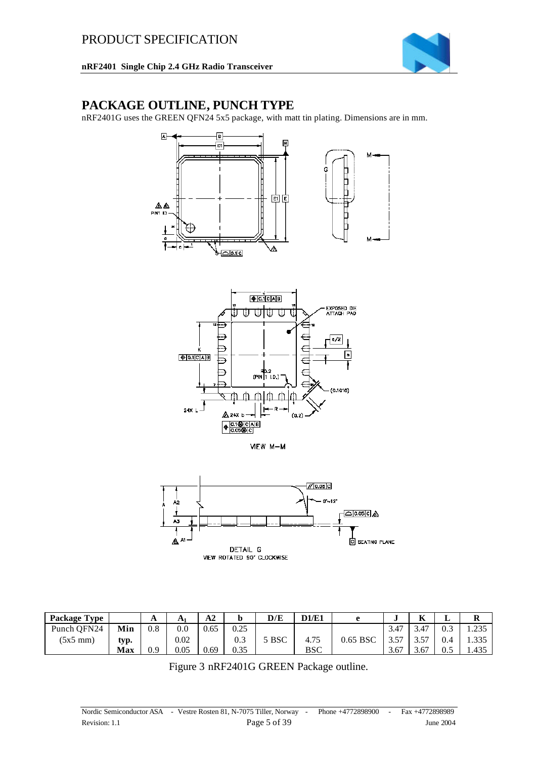## PACKAGE OUTLINE, PUNCH TYPE

nRF2401G uses the GREEN QFN24 5x5 package, with matt tin plating. Dimensions are in mm.

| Package Type | | A | $A_1$ | A2 | b | D/E | D1/E1 | e | J | K | L | R |
|---|---|---|---|---|---|---|---|---|---|---|---|---|
| Punch QFN24 | **Min** | 0.8 | 0.0 | 0.65 | 0.25 | | | | 3.47 | 3.47 | 0.3 | 1.235 |
| (5x5 mm) | **typ.** | | 0.02 | | 0.3 | 5 BSC | 4.75 | 0.65 BSC | 3.57 | 3.57 | 0.4 | 1.335 |
| | **Max** | 0.9 | 0.05 | 0.69 | 0.35 | | BSC | | 3.67 | 3.67 | 0.5 | 1.435 |

Figure 3 nRF2401G GREEN Package outline.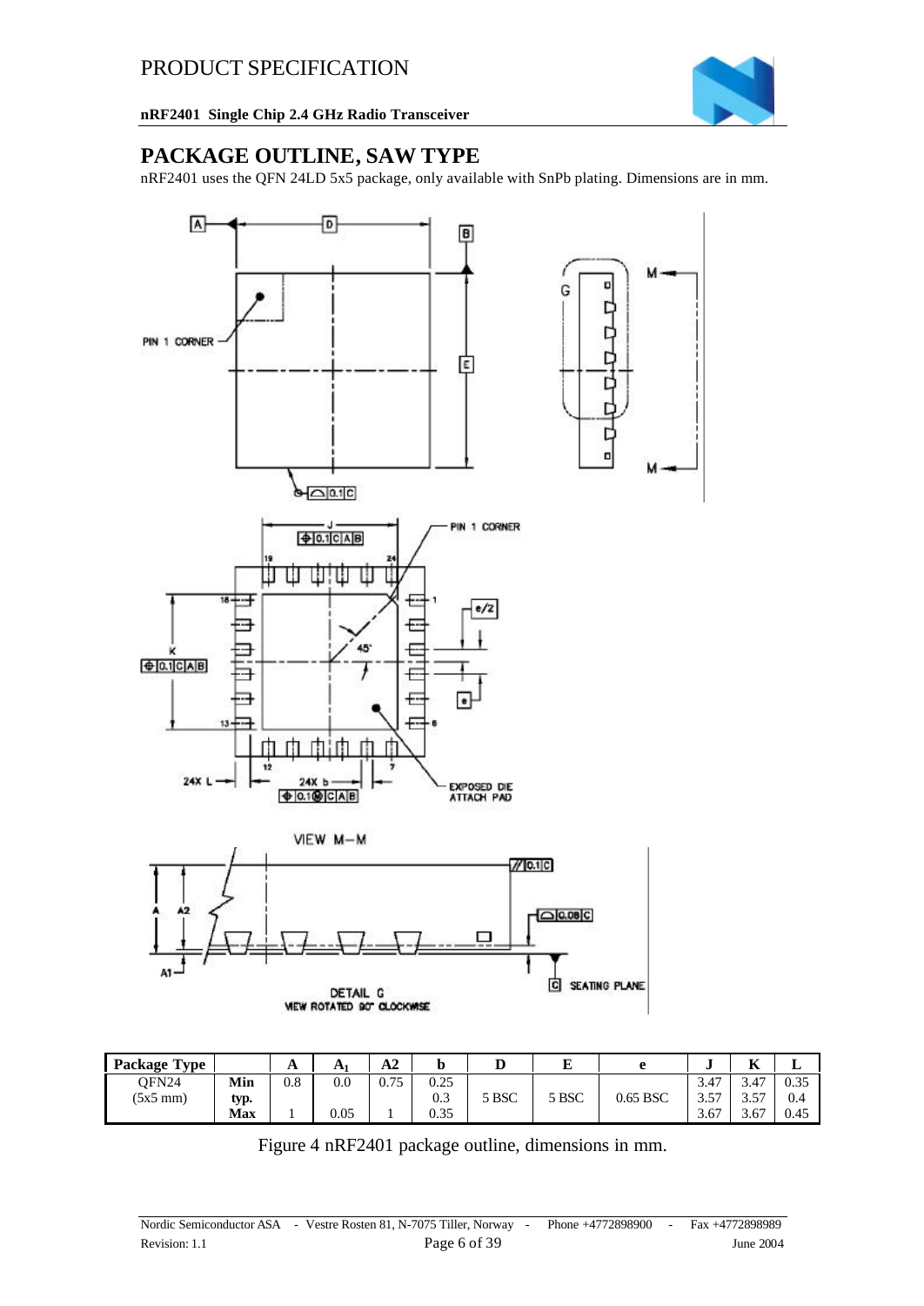## PACKAGE OUTLINE, SAW TYPE

nRF2401 uses the QFN 24LD 5x5 package, only available with SnPb plating. Dimensions are in mm.

| Package Type | | A | $A_1$ | A2 | b | D | E | e | J | K | L |
|---|---|---|---|---|---|---|---|---|---|---|---|
| QFN24 | Min | 0.8 | 0.0 | 0.75 | 0.25 | | | | 3.47 | 3.47 | 0.35 |
| (5x5 mm) | typ. | | | | 0.3 | 5 BSC | 5 BSC | 0.65 BSC | 3.57 | 3.57 | 0.4 |
| | Max | 1 | 0.05 | 1 | 0.35 | | | | 3.67 | 3.67 | 0.45 |

Figure 4 nRF2401 package outline, dimensions in mm.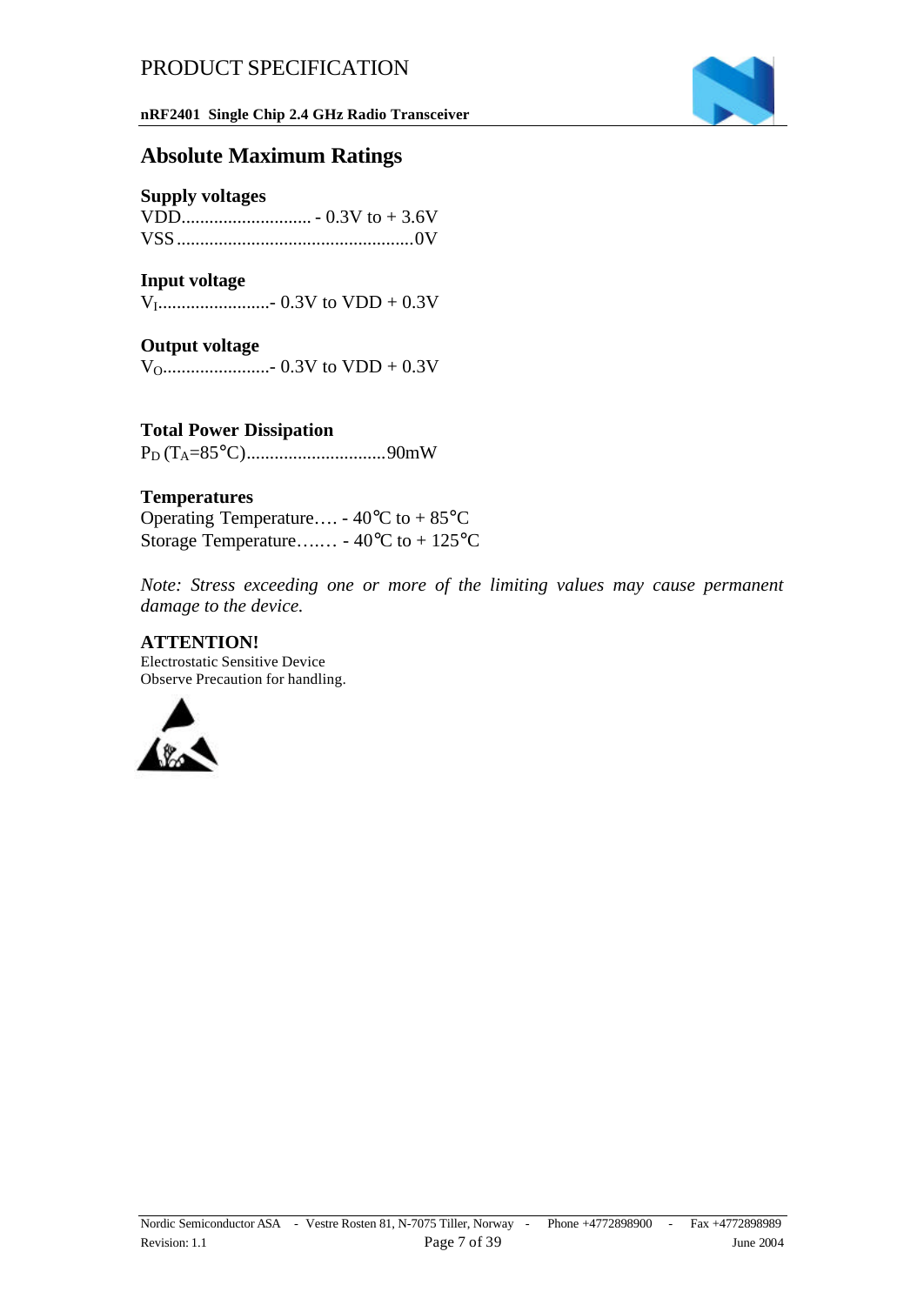# Absolute Maximum Ratings

**Supply voltages**
VDD............................ - 0.3V to + 3.6V
VSS...................................................0V

**Input voltage**
$V_I$........................- 0.3V to VDD + 0.3V

**Output voltage**
$V_O$.......................- 0.3V to VDD + 0.3V

**Total Power Dissipation**
$P_D$ ($T_A$=85°C)..............................90mW

**Temperatures**
Operating Temperature…. - 40°C to + 85°C
Storage Temperature….… - 40°C to + 125°C

*Note: Stress exceeding one or more of the limiting values may cause permanent damage to the device.*

**ATTENTION!**
Electrostatic Sensitive Device
Observe Precaution for handling.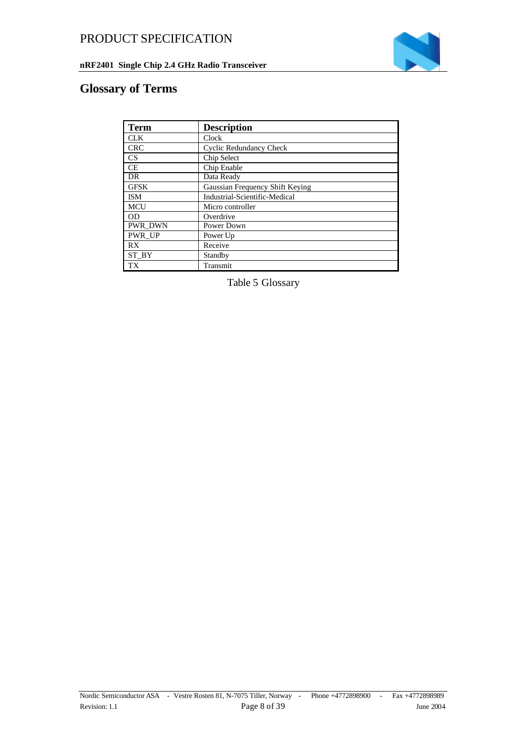## Glossary of Terms

| Term | Description |
|---|---|
| CLK | Clock |
| CRC | Cyclic Redundancy Check |
| CS | Chip Select |
| CE | Chip Enable |
| DR | Data Ready |
| GFSK | Gaussian Frequency Shift Keying |
| ISM | Industrial-Scientific-Medical |
| MCU | Micro controller |
| OD | Overdrive |
| PWR_DWN | Power Down |
| PWR_UP | Power Up |
| RX | Receive |
| ST_BY | Standby |
| TX | Transmit |

Table 5 Glossary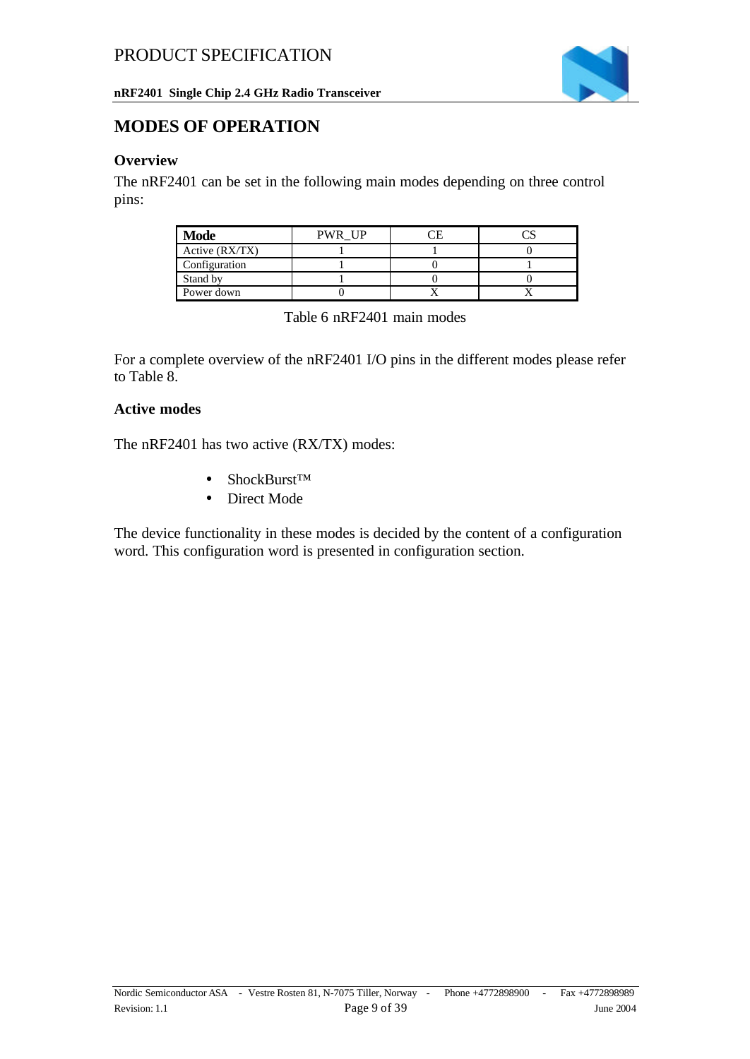# MODES OF OPERATION

## Overview

The nRF2401 can be set in the following main modes depending on three control pins:

| Mode | PWR_UP | CE | CS |
|---|---|---|---|
| Active (RX/TX) | 1 | 1 | 0 |
| Configuration | 1 | 0 | 1 |
| Stand by | 1 | 0 | 0 |
| Power down | 0 | X | X |

Table 6 nRF2401 main modes

For a complete overview of the nRF2401 I/O pins in the different modes please refer to Table 8.

## Active modes

The nRF2401 has two active (RX/TX) modes:

- ShockBurst™
- Direct Mode

The device functionality in these modes is decided by the content of a configuration word. This configuration word is presented in configuration section.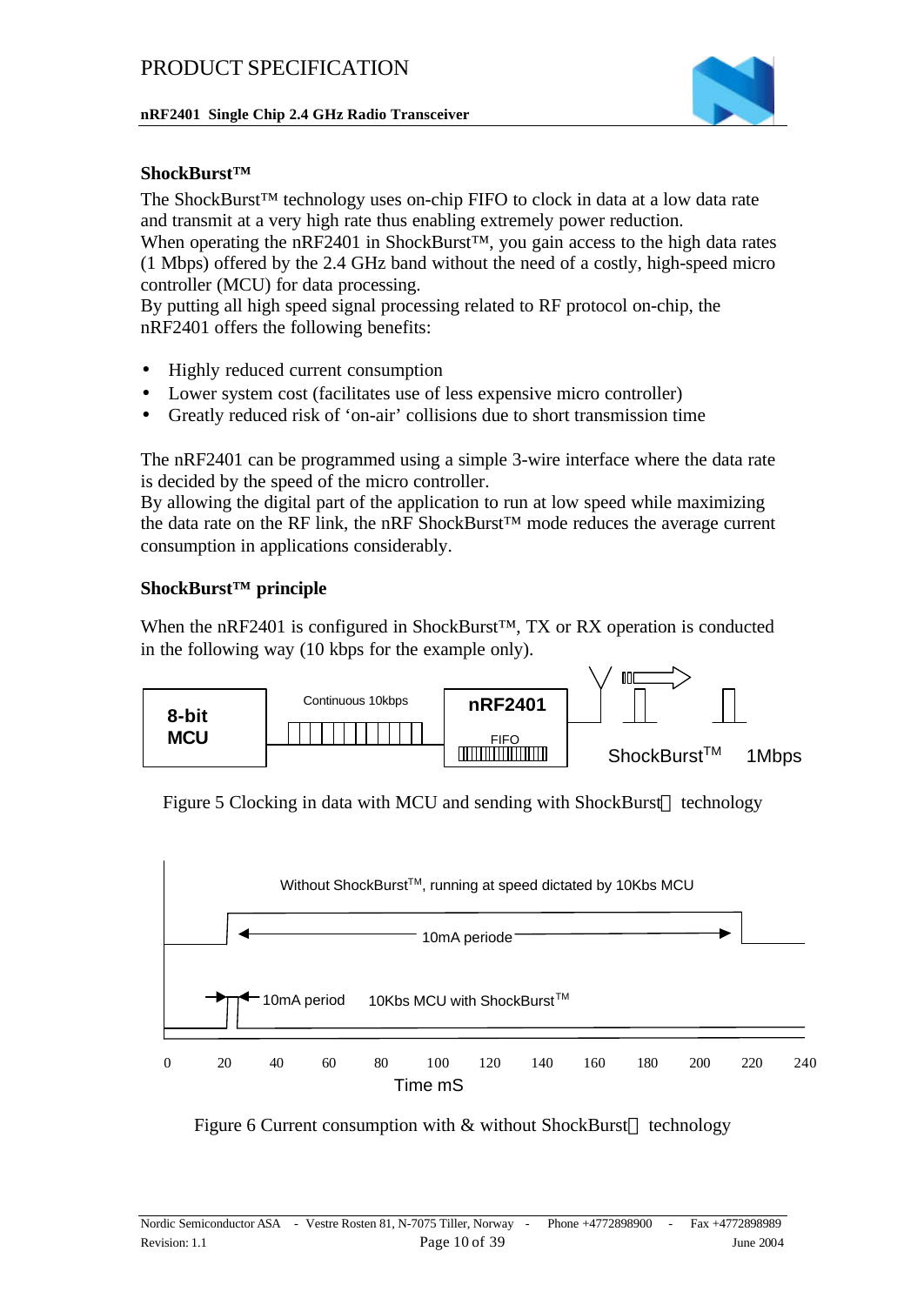### ShockBurst™

The ShockBurst™ technology uses on-chip FIFO to clock in data at a low data rate and transmit at a very high rate thus enabling extremely power reduction.
When operating the nRF2401 in ShockBurst™, you gain access to the high data rates (1 Mbps) offered by the 2.4 GHz band without the need of a costly, high-speed micro controller (MCU) for data processing.
By putting all high speed signal processing related to RF protocol on-chip, the nRF2401 offers the following benefits:

- Highly reduced current consumption
- Lower system cost (facilitates use of less expensive micro controller)
- Greatly reduced risk of 'on-air' collisions due to short transmission time

The nRF2401 can be programmed using a simple 3-wire interface where the data rate is decided by the speed of the micro controller.
By allowing the digital part of the application to run at low speed while maximizing the data rate on the RF link, the nRF ShockBurst™ mode reduces the average current consumption in applications considerably.

### ShockBurst™ principle

When the nRF2401 is configured in ShockBurst™, TX or RX operation is conducted in the following way (10 kbps for the example only).

8-bit MCU — Continuous 10kbps — nRF2401 FIFO — ShockBurst™ 1Mbps

Figure 5 Clocking in data with MCU and sending with ShockBurst™ technology

Without ShockBurst™, running at speed dictated by 10Kbs MCU — 10mA periode

10mA period — 10Kbs MCU with ShockBurst™

0 20 40 60 80 100 120 140 160 180 200 220 240
Time mS

Figure 6 Current consumption with & without ShockBurst™ technology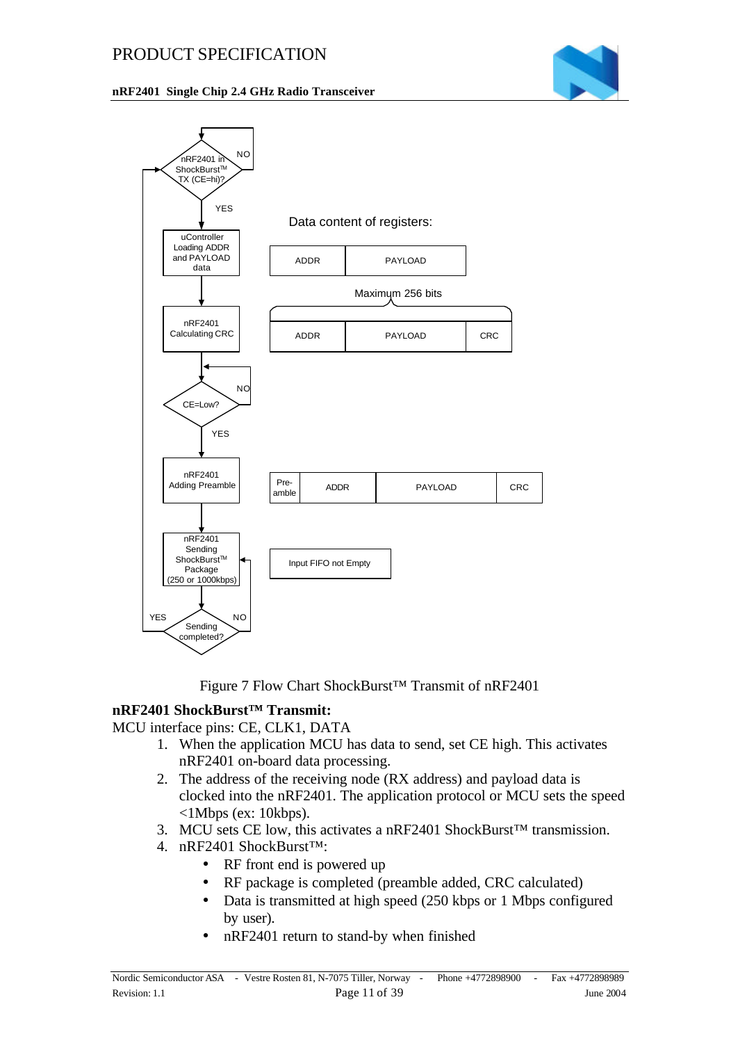Figure 7 Flow Chart ShockBurst™ Transmit of nRF2401

**nRF2401 ShockBurst™ Transmit:**

MCU interface pins: CE, CLK1, DATA

1. When the application MCU has data to send, set CE high. This activates nRF2401 on-board data processing.
2. The address of the receiving node (RX address) and payload data is clocked into the nRF2401. The application protocol or MCU sets the speed <1Mbps (ex: 10kbps).
3. MCU sets CE low, this activates a nRF2401 ShockBurst™ transmission.
4. nRF2401 ShockBurst™:
   - RF front end is powered up
   - RF package is completed (preamble added, CRC calculated)
   - Data is transmitted at high speed (250 kbps or 1 Mbps configured by user).
   - nRF2401 return to stand-by when finished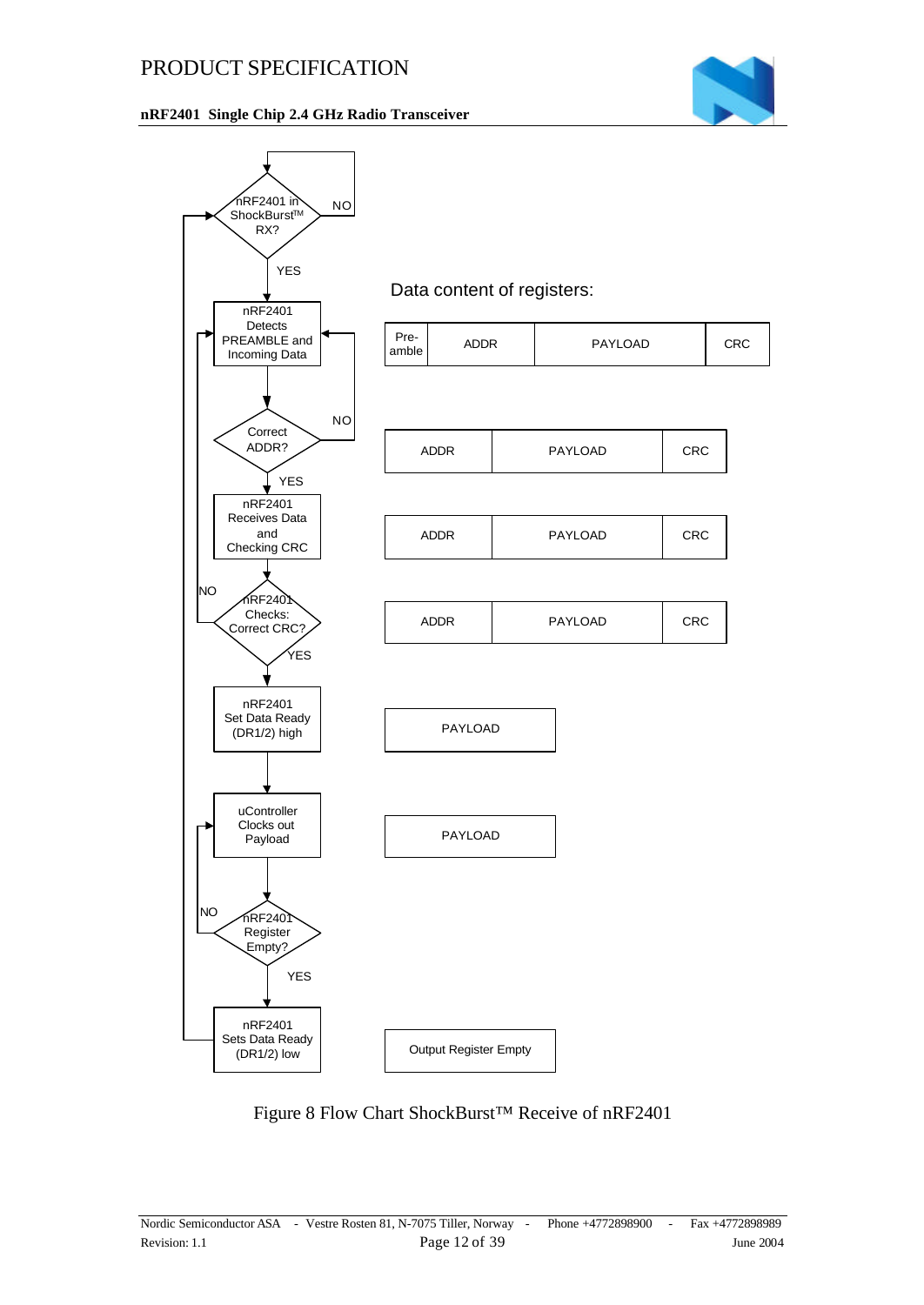Data content of registers:

| Pre-amble | ADDR | PAYLOAD | CRC |
|---|---|---|---|

| ADDR | PAYLOAD | CRC |
|---|---|---|

| ADDR | PAYLOAD | CRC |
|---|---|---|

| ADDR | PAYLOAD | CRC |
|---|---|---|

| PAYLOAD |
|---|

| PAYLOAD |
|---|

| Output Register Empty |
|---|

Flow chart steps:

- nRF2401 in ShockBurst™ RX? — NO: loop back; YES: continue
- nRF2401 Detects PREAMBLE and Incoming Data
- Correct ADDR? — NO: back to "Detects PREAMBLE and Incoming Data"; YES: continue
- nRF2401 Receives Data and Checking CRC
- nRF2401 Checks: Correct CRC? — NO: back to "Detects PREAMBLE and Incoming Data"; YES: continue
- nRF2401 Set Data Ready (DR1/2) high
- uController Clocks out Payload
- nRF2401 Register Empty? — NO: back to "uController Clocks out Payload"; YES: continue
- nRF2401 Sets Data Ready (DR1/2) low — back to "nRF2401 in ShockBurst™ RX?"

Figure 8 Flow Chart ShockBurst™ Receive of nRF2401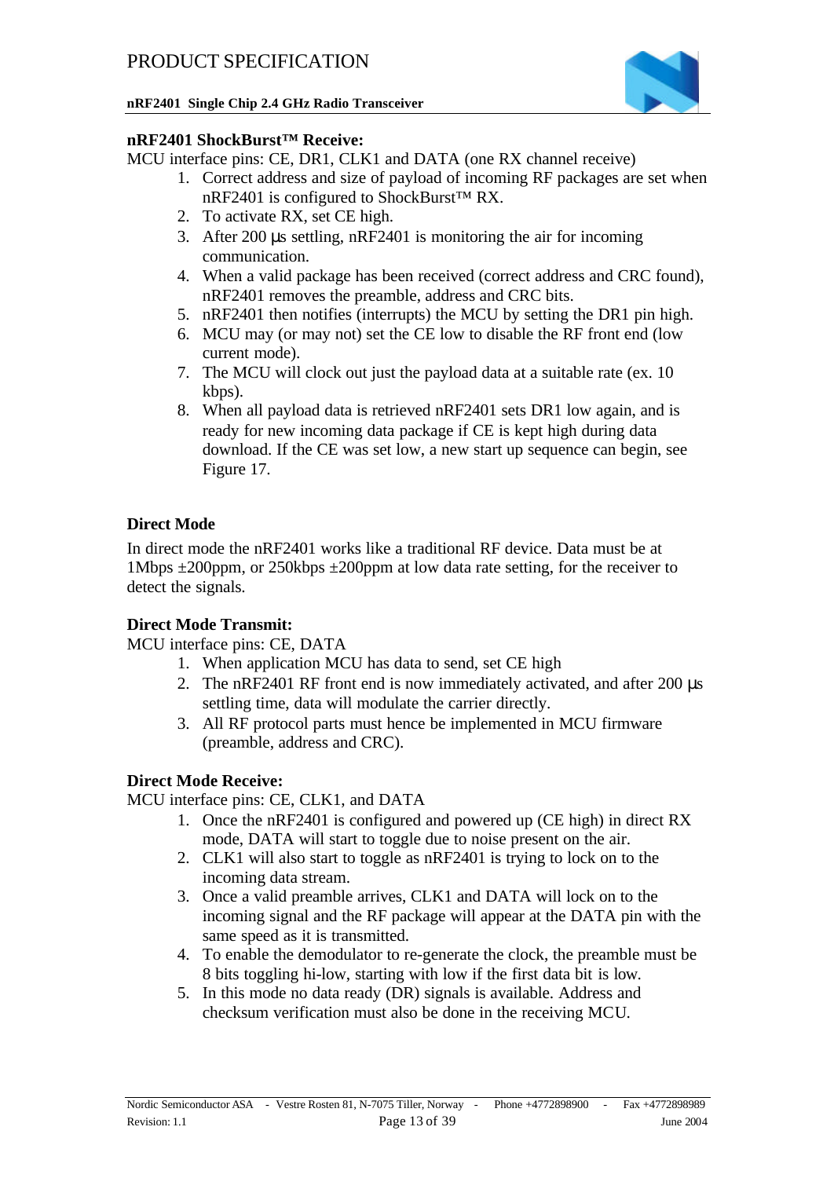**nRF2401 ShockBurst™ Receive:**

MCU interface pins: CE, DR1, CLK1 and DATA (one RX channel receive)

1. Correct address and size of payload of incoming RF packages are set when nRF2401 is configured to ShockBurst™ RX.
2. To activate RX, set CE high.
3. After 200 µs settling, nRF2401 is monitoring the air for incoming communication.
4. When a valid package has been received (correct address and CRC found), nRF2401 removes the preamble, address and CRC bits.
5. nRF2401 then notifies (interrupts) the MCU by setting the DR1 pin high.
6. MCU may (or may not) set the CE low to disable the RF front end (low current mode).
7. The MCU will clock out just the payload data at a suitable rate (ex. 10 kbps).
8. When all payload data is retrieved nRF2401 sets DR1 low again, and is ready for new incoming data package if CE is kept high during data download. If the CE was set low, a new start up sequence can begin, see Figure 17.

### Direct Mode

In direct mode the nRF2401 works like a traditional RF device. Data must be at 1Mbps ±200ppm, or 250kbps ±200ppm at low data rate setting, for the receiver to detect the signals.

**Direct Mode Transmit:**

MCU interface pins: CE, DATA

1. When application MCU has data to send, set CE high
2. The nRF2401 RF front end is now immediately activated, and after 200 µs settling time, data will modulate the carrier directly.
3. All RF protocol parts must hence be implemented in MCU firmware (preamble, address and CRC).

**Direct Mode Receive:**

MCU interface pins: CE, CLK1, and DATA

1. Once the nRF2401 is configured and powered up (CE high) in direct RX mode, DATA will start to toggle due to noise present on the air.
2. CLK1 will also start to toggle as nRF2401 is trying to lock on to the incoming data stream.
3. Once a valid preamble arrives, CLK1 and DATA will lock on to the incoming signal and the RF package will appear at the DATA pin with the same speed as it is transmitted.
4. To enable the demodulator to re-generate the clock, the preamble must be 8 bits toggling hi-low, starting with low if the first data bit is low.
5. In this mode no data ready (DR) signals is available. Address and checksum verification must also be done in the receiving MCU.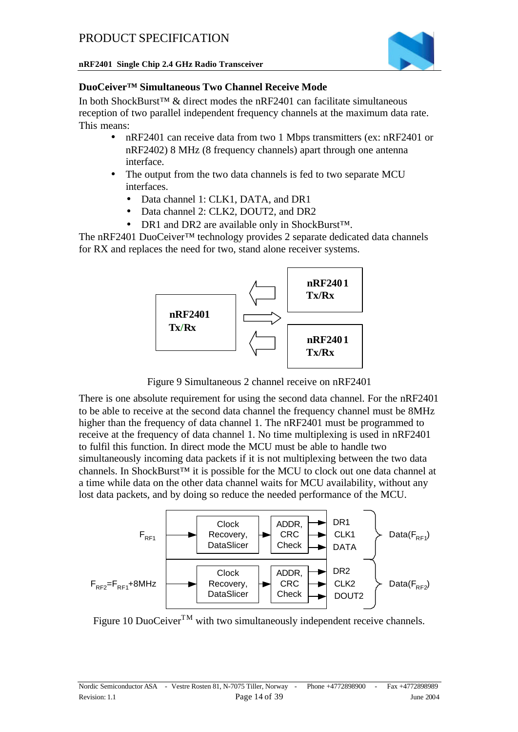### DuoCeiver™ Simultaneous Two Channel Receive Mode

In both ShockBurst™ & direct modes the nRF2401 can facilitate simultaneous reception of two parallel independent frequency channels at the maximum data rate. This means:

- nRF2401 can receive data from two 1 Mbps transmitters (ex: nRF2401 or nRF2402) 8 MHz (8 frequency channels) apart through one antenna interface.
- The output from the two data channels is fed to two separate MCU interfaces.
  - Data channel 1: CLK1, DATA, and DR1
  - Data channel 2: CLK2, DOUT2, and DR2
  - DR1 and DR2 are available only in ShockBurst™.

The nRF2401 DuoCeiver™ technology provides 2 separate dedicated data channels for RX and replaces the need for two, stand alone receiver systems.

Figure 9 Simultaneous 2 channel receive on nRF2401

There is one absolute requirement for using the second data channel. For the nRF2401 to be able to receive at the second data channel the frequency channel must be 8MHz higher than the frequency of data channel 1. The nRF2401 must be programmed to receive at the frequency of data channel 1. No time multiplexing is used in nRF2401 to fulfil this function. In direct mode the MCU must be able to handle two simultaneously incoming data packets if it is not multiplexing between the two data channels. In ShockBurst™ it is possible for the MCU to clock out one data channel at a time while data on the other data channel waits for MCU availability, without any lost data packets, and by doing so reduce the needed performance of the MCU.

Figure 10 DuoCeiver™ with two simultaneously independent receive channels.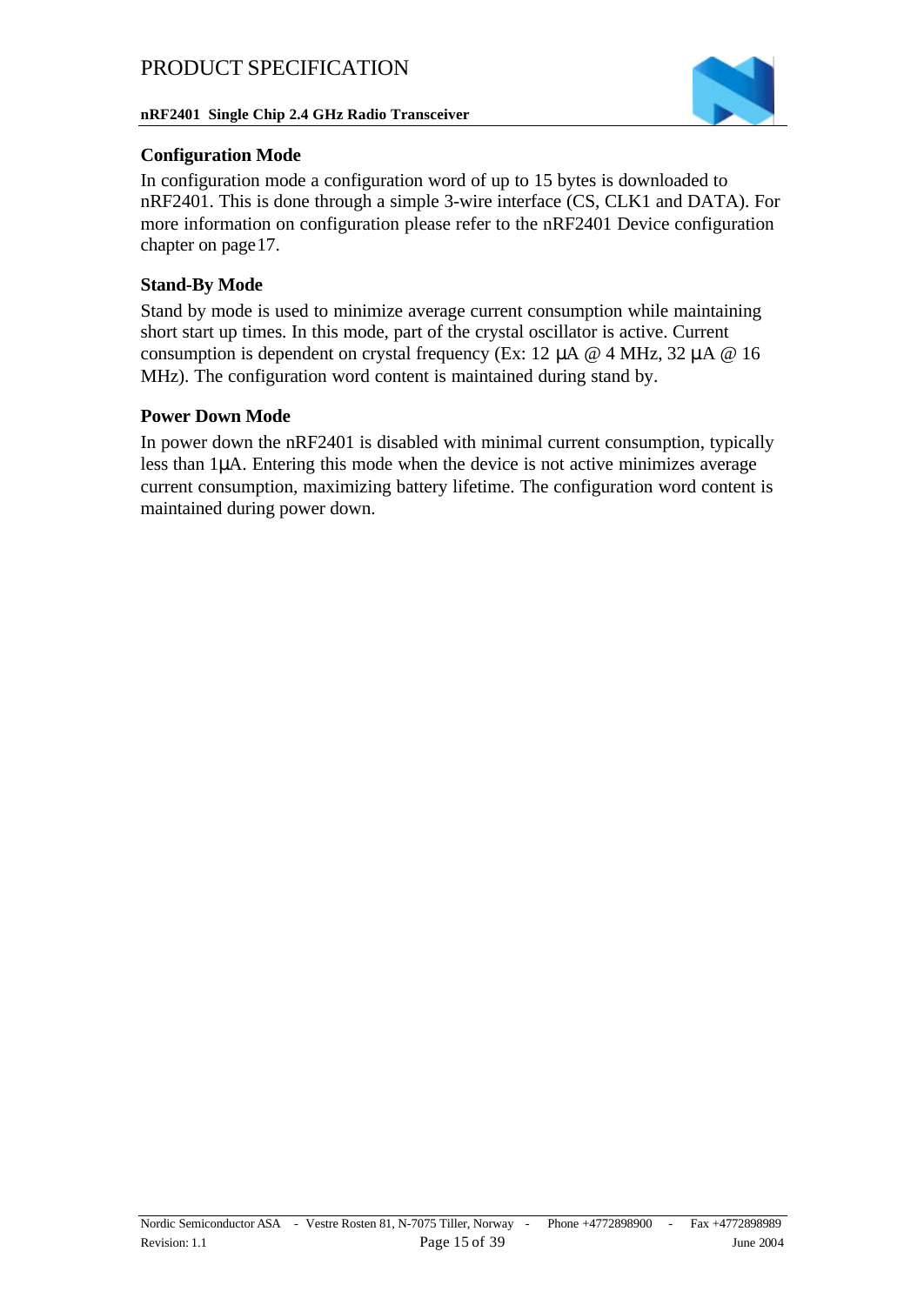### Configuration Mode

In configuration mode a configuration word of up to 15 bytes is downloaded to nRF2401. This is done through a simple 3-wire interface (CS, CLK1 and DATA). For more information on configuration please refer to the nRF2401 Device configuration chapter on page 17.

### Stand-By Mode

Stand by mode is used to minimize average current consumption while maintaining short start up times. In this mode, part of the crystal oscillator is active. Current consumption is dependent on crystal frequency (Ex: 12 µA @ 4 MHz, 32 µA @ 16 MHz). The configuration word content is maintained during stand by.

### Power Down Mode

In power down the nRF2401 is disabled with minimal current consumption, typically less than 1µA. Entering this mode when the device is not active minimizes average current consumption, maximizing battery lifetime. The configuration word content is maintained during power down.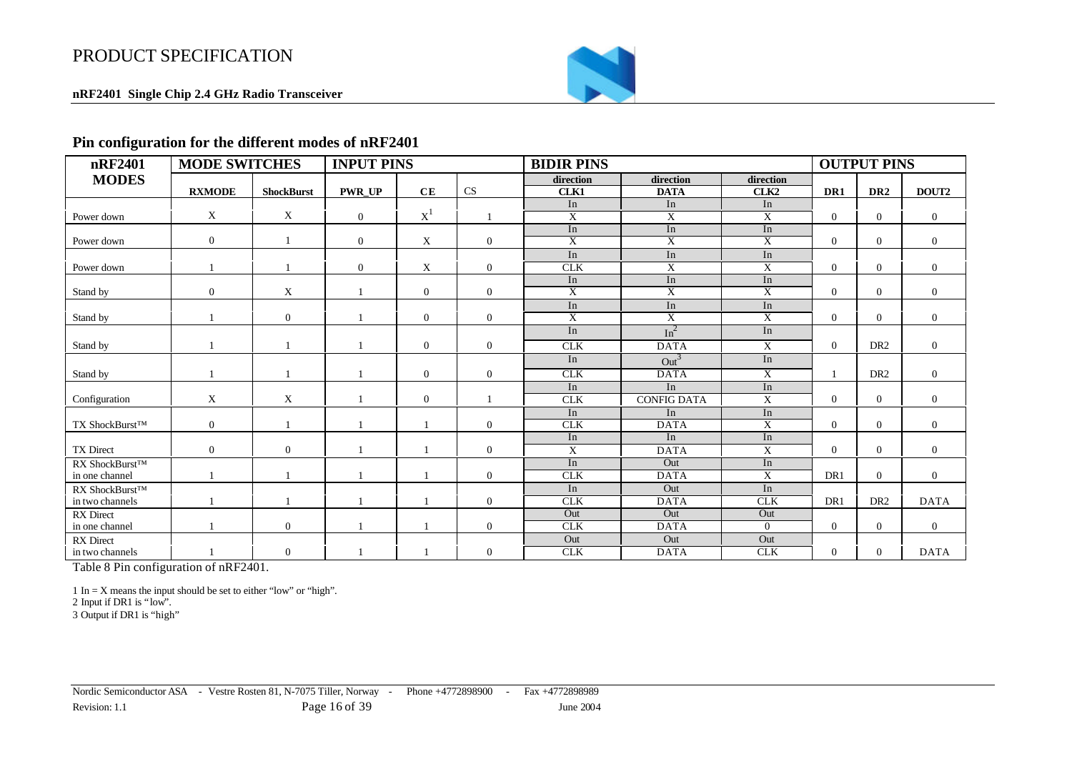## Pin configuration for the different modes of nRF2401

| nRF2401 MODES | MODE SWITCHES | | INPUT PINS | | | BIDIR PINS | | | OUTPUT PINS | | |
|---|---|---|---|---|---|---|---|---|---|---|---|
| | RXMODE | ShockBurst | PWR_UP | CE | CS | direction CLK1 | direction DATA | direction CLK2 | DR1 | DR2 | DOUT2 |
| Power down | X | X | 0 | X[1] | 1 | In / X | In / X | In / X | 0 | 0 | 0 |
| Power down | 0 | 1 | 0 | X | 0 | In / X | In / X | In / X | 0 | 0 | 0 |
| Power down | 1 | 1 | 0 | X | 0 | In / CLK | In / X | In / X | 0 | 0 | 0 |
| Stand by | 0 | X | 1 | 0 | 0 | In / X | In / X | In / X | 0 | 0 | 0 |
| Stand by | 1 | 0 | 1 | 0 | 0 | In / X | In / X | In / X | 0 | 0 | 0 |
| Stand by | 1 | 1 | 1 | 0 | 0 | In / CLK | In[2] / DATA | In / X | 0 | DR2 | 0 |
| Stand by | 1 | 1 | 1 | 0 | 0 | In / CLK | Out[3] / DATA | In / X | 1 | DR2 | 0 |
| Configuration | X | X | 1 | 0 | 1 | In / CLK | In / CONFIG DATA | In / X | 0 | 0 | 0 |
| TX ShockBurst™ | 0 | 1 | 1 | 1 | 0 | In / CLK | In / DATA | In / X | 0 | 0 | 0 |
| TX Direct | 0 | 0 | 1 | 1 | 0 | In / X | In / DATA | In / X | 0 | 0 | 0 |
| RX ShockBurst™ in one channel | 1 | 1 | 1 | 1 | 0 | In / CLK | Out / DATA | In / X | DR1 | 0 | 0 |
| RX ShockBurst™ in two channels | 1 | 1 | 1 | 1 | 0 | In / CLK | Out / DATA | In / CLK | DR1 | DR2 | DATA |
| RX Direct in one channel | 1 | 0 | 1 | 1 | 0 | Out / CLK | Out / DATA | Out / 0 | 0 | 0 | 0 |
| RX Direct in two channels | 1 | 0 | 1 | 1 | 0 | Out / CLK | Out / DATA | Out / CLK | 0 | 0 | DATA |

Table 8 Pin configuration of nRF2401.

1 In = X means the input should be set to either "low" or "high".
2 Input if DR1 is "low".
3 Output if DR1 is "high"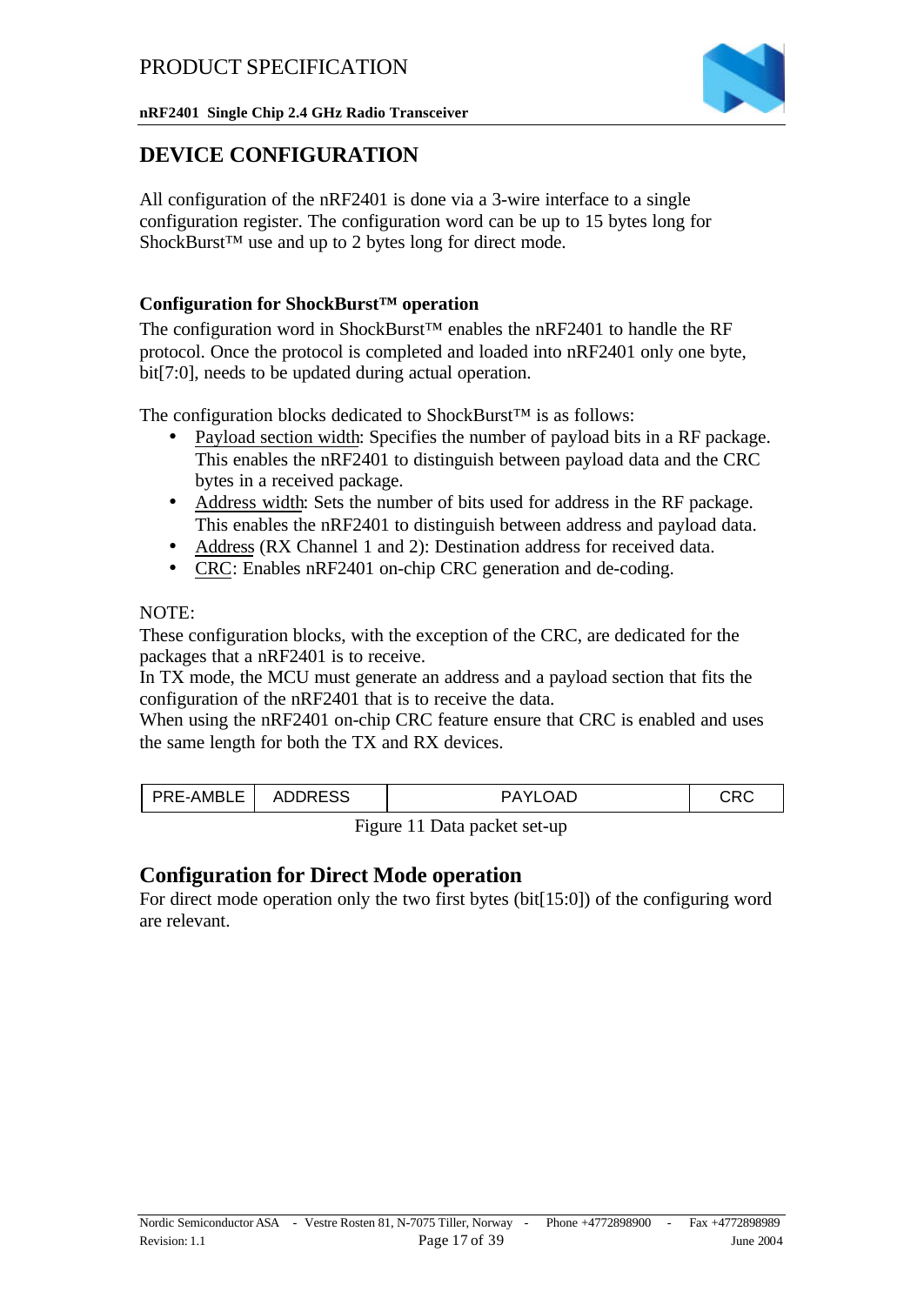# DEVICE CONFIGURATION

All configuration of the nRF2401 is done via a 3-wire interface to a single configuration register. The configuration word can be up to 15 bytes long for ShockBurst™ use and up to 2 bytes long for direct mode.

### Configuration for ShockBurst™ operation

The configuration word in ShockBurst™ enables the nRF2401 to handle the RF protocol. Once the protocol is completed and loaded into nRF2401 only one byte, bit[7:0], needs to be updated during actual operation.

The configuration blocks dedicated to ShockBurst™ is as follows:

- Payload section width: Specifies the number of payload bits in a RF package. This enables the nRF2401 to distinguish between payload data and the CRC bytes in a received package.
- Address width: Sets the number of bits used for address in the RF package. This enables the nRF2401 to distinguish between address and payload data.
- Address (RX Channel 1 and 2): Destination address for received data.
- CRC: Enables nRF2401 on-chip CRC generation and de-coding.

NOTE:
These configuration blocks, with the exception of the CRC, are dedicated for the packages that a nRF2401 is to receive.
In TX mode, the MCU must generate an address and a payload section that fits the configuration of the nRF2401 that is to receive the data.
When using the nRF2401 on-chip CRC feature ensure that CRC is enabled and uses the same length for both the TX and RX devices.

| PRE-AMBLE | ADDRESS | PAYLOAD | CRC |
|---|---|---|---|

Figure 11 Data packet set-up

## Configuration for Direct Mode operation

For direct mode operation only the two first bytes (bit[15:0]) of the configuring word are relevant.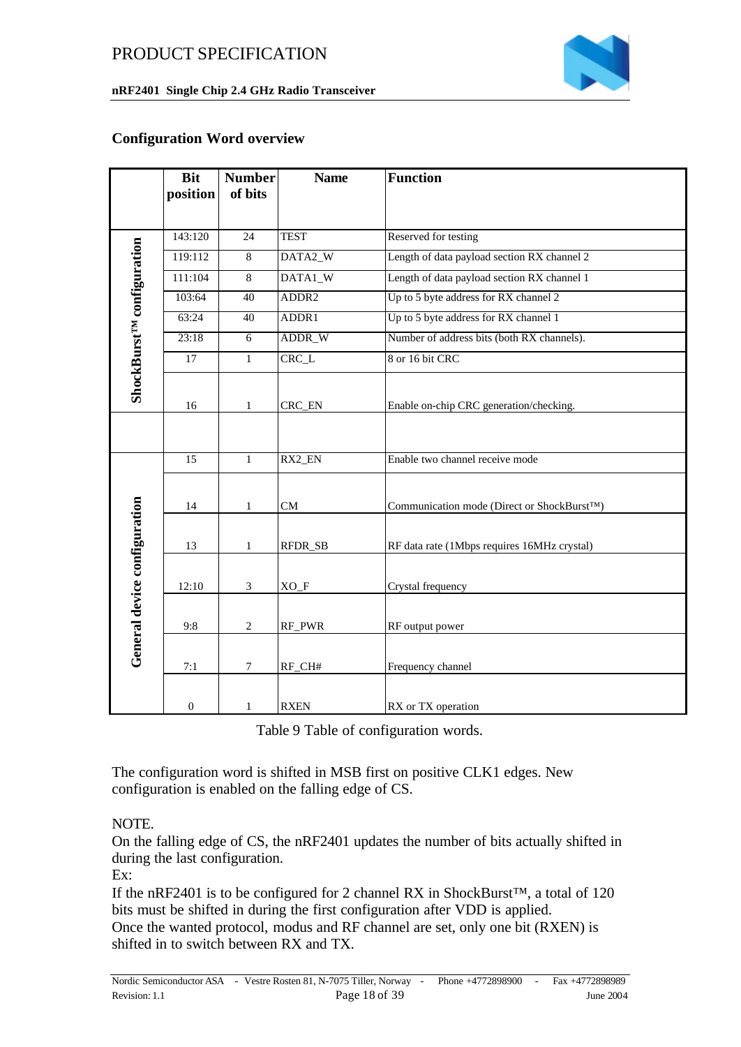## Configuration Word overview

| | Bit position | Number of bits | Name | Function |
|---|---|---|---|---|
| ShockBurst™ configuration | 143:120 | 24 | TEST | Reserved for testing |
| | 119:112 | 8 | DATA2_W | Length of data payload section RX channel 2 |
| | 111:104 | 8 | DATA1_W | Length of data payload section RX channel 1 |
| | 103:64 | 40 | ADDR2 | Up to 5 byte address for RX channel 2 |
| | 63:24 | 40 | ADDR1 | Up to 5 byte address for RX channel 1 |
| | 23:18 | 6 | ADDR_W | Number of address bits (both RX channels). |
| | 17 | 1 | CRC_L | 8 or 16 bit CRC |
| | 16 | 1 | CRC_EN | Enable on-chip CRC generation/checking. |
| | | | | |
| General device configuration | 15 | 1 | RX2_EN | Enable two channel receive mode |
| | 14 | 1 | CM | Communication mode (Direct or ShockBurst™) |
| | 13 | 1 | RFDR_SB | RF data rate (1Mbps requires 16MHz crystal) |
| | 12:10 | 3 | XO_F | Crystal frequency |
| | 9:8 | 2 | RF_PWR | RF output power |
| | 7:1 | 7 | RF_CH# | Frequency channel |
| | 0 | 1 | RXEN | RX or TX operation |

Table 9 Table of configuration words.

The configuration word is shifted in MSB first on positive CLK1 edges. New configuration is enabled on the falling edge of CS.

NOTE.
On the falling edge of CS, the nRF2401 updates the number of bits actually shifted in during the last configuration.
Ex:
If the nRF2401 is to be configured for 2 channel RX in ShockBurst™, a total of 120 bits must be shifted in during the first configuration after VDD is applied.
Once the wanted protocol, modus and RF channel are set, only one bit (RXEN) is shifted in to switch between RX and TX.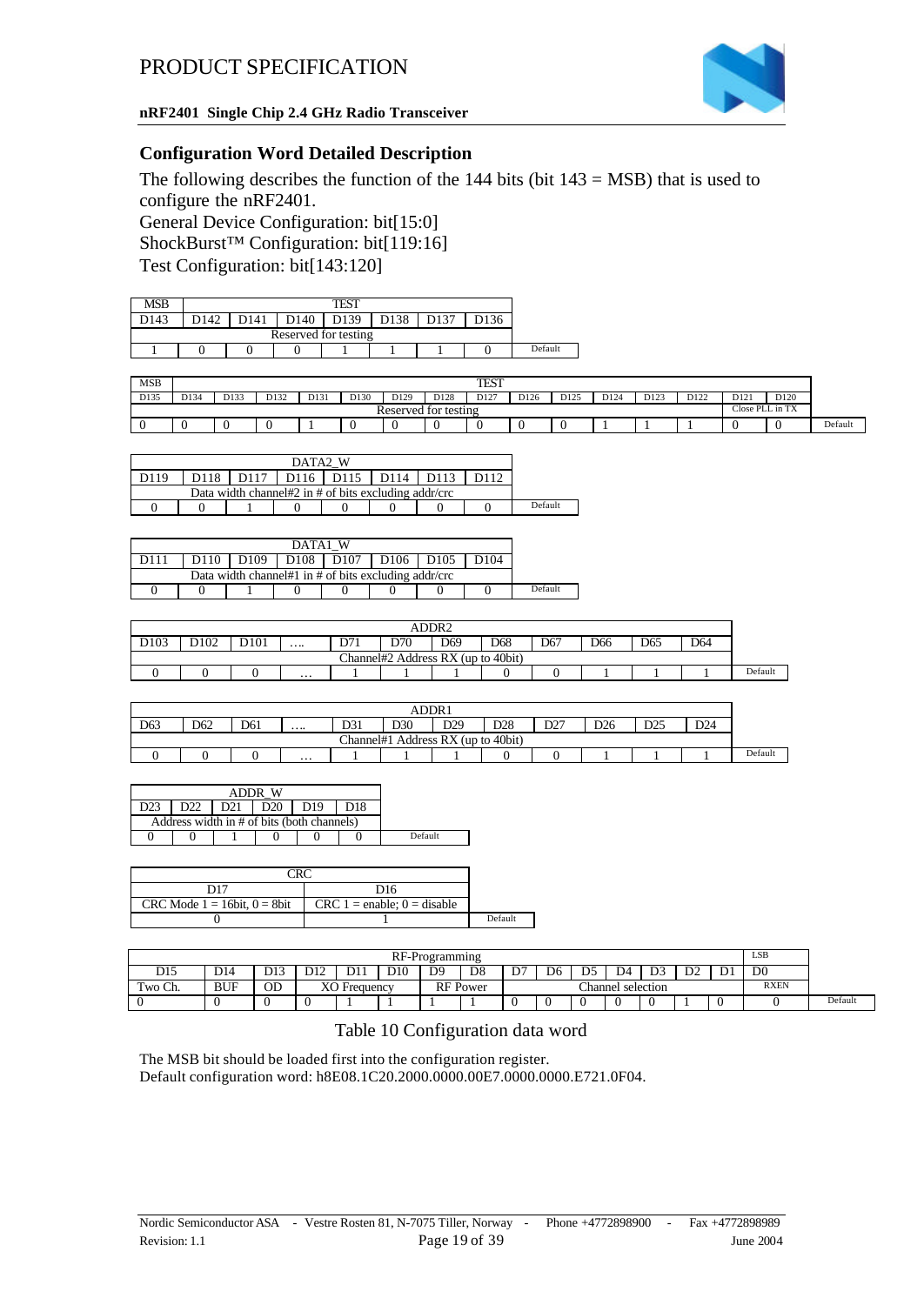## Configuration Word Detailed Description

The following describes the function of the 144 bits (bit 143 = MSB) that is used to configure the nRF2401.

General Device Configuration: bit[15:0]

ShockBurst™ Configuration: bit[119:16]

Test Configuration: bit[143:120]

| MSB | TEST | | | | | | | |
|---|---|---|---|---|---|---|---|---|
| D143 | D142 | D141 | D140 | D139 | D138 | D137 | D136 | |
| Reserved for testing | | | | | | | | |
| 1 | 0 | 0 | 0 | 1 | 1 | 1 | 0 | Default |

| MSB | TEST | | | | | | | | | | | | | | | |
|---|---|---|---|---|---|---|---|---|---|---|---|---|---|---|---|---|
| D135 | D134 | D133 | D132 | D131 | D130 | D129 | D128 | D127 | D126 | D125 | D124 | D123 | D122 | D121 | D120 | |
| Reserved for testing | | | | | | | | | | | | | | Close PLL in TX | | |
| 0 | 0 | 0 | 0 | 1 | 0 | 0 | 0 | 0 | 0 | 0 | 1 | 1 | 1 | 0 | 0 | Default |

| DATA2_W | | | | | | | | |
|---|---|---|---|---|---|---|---|---|
| D119 | D118 | D117 | D116 | D115 | D114 | D113 | D112 | |
| Data width channel#2 in # of bits excluding addr/crc | | | | | | | | |
| 0 | 0 | 1 | 0 | 0 | 0 | 0 | 0 | Default |

| DATA1_W | | | | | | | | |
|---|---|---|---|---|---|---|---|---|
| D111 | D110 | D109 | D108 | D107 | D106 | D105 | D104 | |
| Data width channel#1 in # of bits excluding addr/crc | | | | | | | | |
| 0 | 0 | 1 | 0 | 0 | 0 | 0 | 0 | Default |

| ADDR2 | | | | | | | | | | | | |
|---|---|---|---|---|---|---|---|---|---|---|---|---|
| D103 | D102 | D101 | …. | D71 | D70 | D69 | D68 | D67 | D66 | D65 | D64 | |
| Channel#2 Address RX (up to 40bit) | | | | | | | | | | | | |
| 0 | 0 | 0 | … | 1 | 1 | 1 | 0 | 0 | 1 | 1 | 1 | Default |

| ADDR1 | | | | | | | | | | | | |
|---|---|---|---|---|---|---|---|---|---|---|---|---|
| D63 | D62 | D61 | …. | D31 | D30 | D29 | D28 | D27 | D26 | D25 | D24 | |
| Channel#1 Address RX (up to 40bit) | | | | | | | | | | | | |
| 0 | 0 | 0 | … | 1 | 1 | 1 | 0 | 0 | 1 | 1 | 1 | Default |

| ADDR_W | | | | | | |
|---|---|---|---|---|---|---|
| D23 | D22 | D21 | D20 | D19 | D18 | |
| Address width in # of bits (both channels) | | | | | | |
| 0 | 0 | 1 | 0 | 0 | 0 | Default |

| CRC | | |
|---|---|---|
| D17 | D16 | |
| CRC Mode 1 = 16bit, 0 = 8bit | CRC 1 = enable; 0 = disable | |
| 0 | 1 | Default |

| RF-Programming | | | | | | | | | | | | | | | LSB | |
|---|---|---|---|---|---|---|---|---|---|---|---|---|---|---|---|---|
| D15 | D14 | D13 | D12 | D11 | D10 | D9 | D8 | D7 | D6 | D5 | D4 | D3 | D2 | D1 | D0 | |
| Two Ch. | BUF | OD | XO Frequency | | | RF Power | | Channel selection | | | | | | | RXEN | |
| 0 | 0 | 0 | 0 | 1 | 1 | 1 | 1 | 0 | 0 | 0 | 0 | 0 | 1 | 0 | 0 | Default |

Table 10 Configuration data word

The MSB bit should be loaded first into the configuration register.

Default configuration word: h8E08.1C20.2000.0000.00E7.0000.0000.E721.0F04.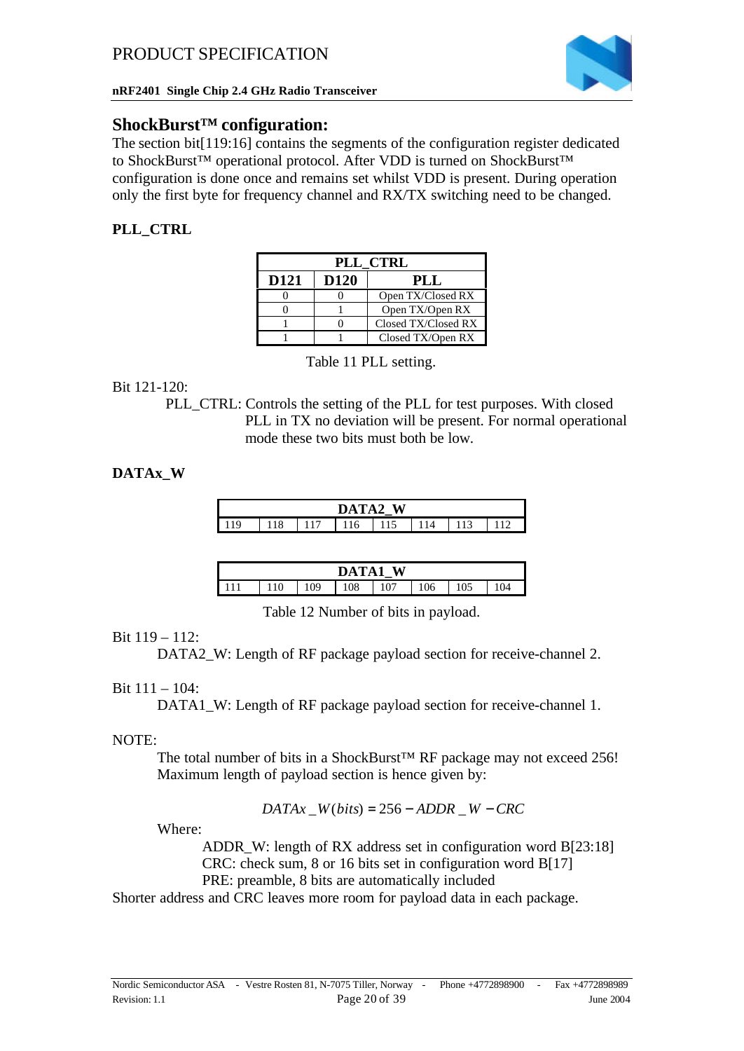## ShockBurst™ configuration:

The section bit[119:16] contains the segments of the configuration register dedicated to ShockBurst™ operational protocol. After VDD is turned on ShockBurst™ configuration is done once and remains set whilst VDD is present. During operation only the first byte for frequency channel and RX/TX switching need to be changed.

### PLL_CTRL

| PLL_CTRL | | |
|---|---|---|
| **D121** | **D120** | **PLL** |
| 0 | 0 | Open TX/Closed RX |
| 0 | 1 | Open TX/Open RX |
| 1 | 0 | Closed TX/Closed RX |
| 1 | 1 | Closed TX/Open RX |

Table 11 PLL setting.

Bit 121-120:

PLL_CTRL: Controls the setting of the PLL for test purposes. With closed PLL in TX no deviation will be present. For normal operational mode these two bits must both be low.

### DATAx_W

| DATA2_W | | | | | | | |
|---|---|---|---|---|---|---|---|
| 119 | 118 | 117 | 116 | 115 | 114 | 113 | 112 |

| DATA1_W | | | | | | | |
|---|---|---|---|---|---|---|---|
| 111 | 110 | 109 | 108 | 107 | 106 | 105 | 104 |

Table 12 Number of bits in payload.

Bit 119 – 112:

DATA2_W: Length of RF package payload section for receive-channel 2.

Bit 111 – 104:

DATA1_W: Length of RF package payload section for receive-channel 1.

NOTE:

The total number of bits in a ShockBurst™ RF package may not exceed 256! Maximum length of payload section is hence given by:

$$DATAx\_W(bits) = 256 - ADDR\_W - CRC$$

Where:

ADDR_W: length of RX address set in configuration word B[23:18]
CRC: check sum, 8 or 16 bits set in configuration word B[17]
PRE: preamble, 8 bits are automatically included

Shorter address and CRC leaves more room for payload data in each package.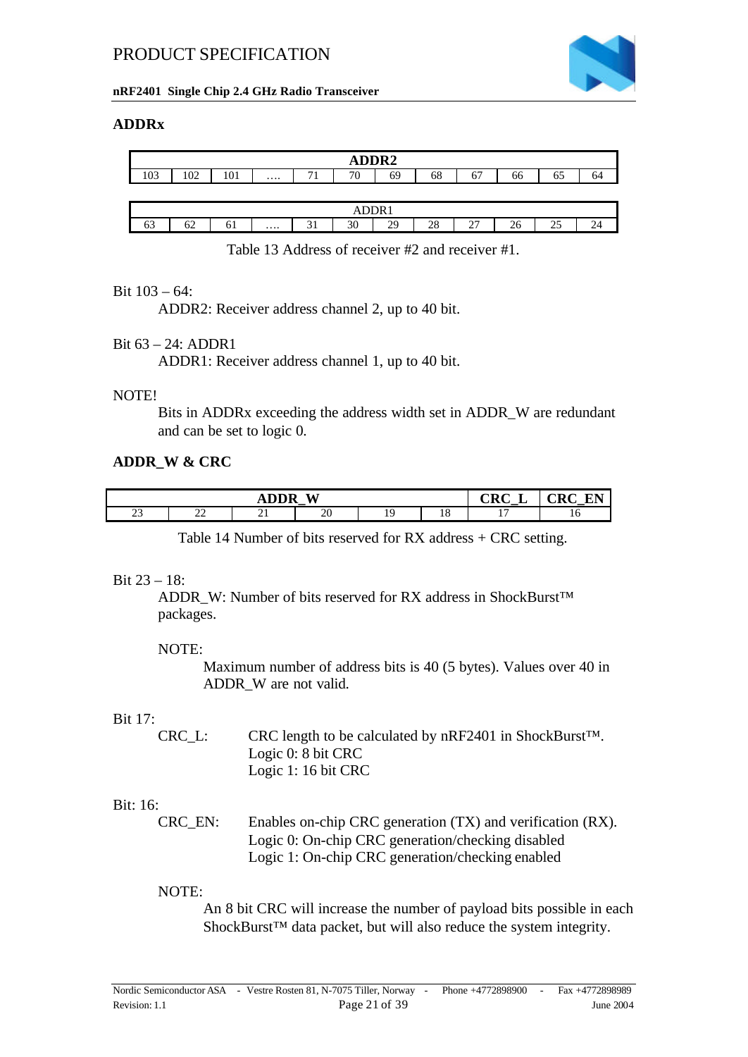### ADDRx

| ADDR2 | | | | | | | | | | | |
|---|---|---|---|---|---|---|---|---|---|---|---|
| 103 | 102 | 101 | …. | 71 | 70 | 69 | 68 | 67 | 66 | 65 | 64 |

| ADDR1 | | | | | | | | | | | |
|---|---|---|---|---|---|---|---|---|---|---|---|
| 63 | 62 | 61 | …. | 31 | 30 | 29 | 28 | 27 | 26 | 25 | 24 |

Table 13 Address of receiver #2 and receiver #1.

Bit 103 – 64:

ADDR2: Receiver address channel 2, up to 40 bit.

Bit 63 – 24: ADDR1

ADDR1: Receiver address channel 1, up to 40 bit.

NOTE!

Bits in ADDRx exceeding the address width set in ADDR_W are redundant and can be set to logic 0.

### ADDR_W & CRC

| ADDR_W | | | | | | CRC_L | CRC_EN |
|---|---|---|---|---|---|---|---|
| 23 | 22 | 21 | 20 | 19 | 18 | 17 | 16 |

Table 14 Number of bits reserved for RX address + CRC setting.

Bit 23 – 18:

ADDR_W: Number of bits reserved for RX address in ShockBurst™ packages.

NOTE:

Maximum number of address bits is 40 (5 bytes). Values over 40 in ADDR_W are not valid.

Bit 17:

CRC_L: CRC length to be calculated by nRF2401 in ShockBurst™.
Logic 0: 8 bit CRC
Logic 1: 16 bit CRC

Bit: 16:

CRC_EN: Enables on-chip CRC generation (TX) and verification (RX).
Logic 0: On-chip CRC generation/checking disabled
Logic 1: On-chip CRC generation/checking enabled

NOTE:

An 8 bit CRC will increase the number of payload bits possible in each ShockBurst™ data packet, but will also reduce the system integrity.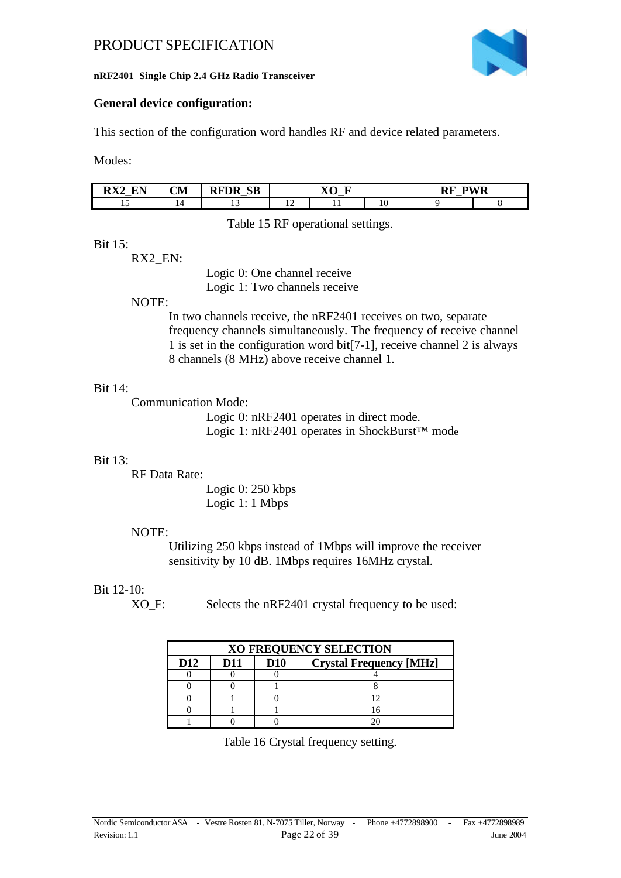**General device configuration:**

This section of the configuration word handles RF and device related parameters.

Modes:

| RX2_EN | CM | RFDR_SB | XO_F | | | RF_PWR | |
|---|---|---|---|---|---|---|---|
| 15 | 14 | 13 | 12 | 11 | 10 | 9 | 8 |

Table 15 RF operational settings.

Bit 15:

RX2_EN:

Logic 0: One channel receive
Logic 1: Two channels receive

NOTE:

In two channels receive, the nRF2401 receives on two, separate frequency channels simultaneously. The frequency of receive channel 1 is set in the configuration word bit[7-1], receive channel 2 is always 8 channels (8 MHz) above receive channel 1.

Bit 14:

Communication Mode:

Logic 0: nRF2401 operates in direct mode.
Logic 1: nRF2401 operates in ShockBurst™ mode

Bit 13:

RF Data Rate:

Logic 0: 250 kbps
Logic 1: 1 Mbps

NOTE:

Utilizing 250 kbps instead of 1Mbps will improve the receiver sensitivity by 10 dB. 1Mbps requires 16MHz crystal.

Bit 12-10:

XO_F: Selects the nRF2401 crystal frequency to be used:

| XO FREQUENCY SELECTION | | | |
|---|---|---|---|
| **D12** | **D11** | **D10** | **Crystal Frequency [MHz]** |
| 0 | 0 | 0 | 4 |
| 0 | 0 | 1 | 8 |
| 0 | 1 | 0 | 12 |
| 0 | 1 | 1 | 16 |
| 1 | 0 | 0 | 20 |

Table 16 Crystal frequency setting.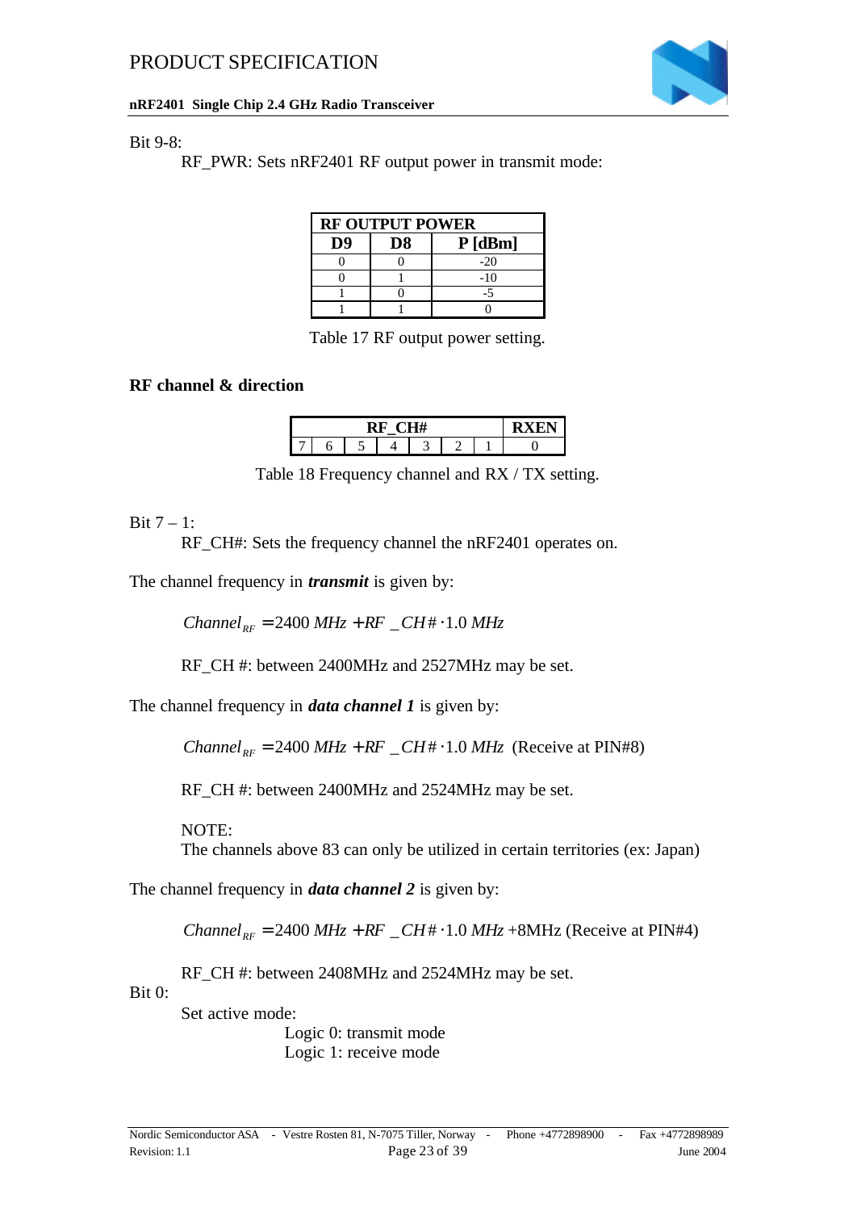Bit 9-8:

RF_PWR: Sets nRF2401 RF output power in transmit mode:

| RF OUTPUT POWER | | |
|---|---|---|
| D9 | D8 | P [dBm] |
| 0 | 0 | -20 |
| 0 | 1 | -10 |
| 1 | 0 | -5 |
| 1 | 1 | 0 |

Table 17 RF output power setting.

**RF channel & direction**

| RF_CH# | | | | | | | RXEN |
|---|---|---|---|---|---|---|---|
| 7 | 6 | 5 | 4 | 3 | 2 | 1 | 0 |

Table 18 Frequency channel and RX / TX setting.

Bit 7 – 1:

RF_CH#: Sets the frequency channel the nRF2401 operates on.

The channel frequency in ***transmit*** is given by:

$$Channel_{RF} = 2400\ MHz + RF\_CH\# \cdot 1.0\ MHz$$

RF_CH #: between 2400MHz and 2527MHz may be set.

The channel frequency in ***data channel 1*** is given by:

$$Channel_{RF} = 2400\ MHz + RF\_CH\# \cdot 1.0\ MHz$$ (Receive at PIN#8)

RF_CH #: between 2400MHz and 2524MHz may be set.

NOTE:
The channels above 83 can only be utilized in certain territories (ex: Japan)

The channel frequency in ***data channel 2*** is given by:

$$Channel_{RF} = 2400\ MHz + RF\_CH\# \cdot 1.0\ MHz + 8MHz$$ (Receive at PIN#4)

RF_CH #: between 2408MHz and 2524MHz may be set.

Bit 0:

Set active mode:

Logic 0: transmit mode
Logic 1: receive mode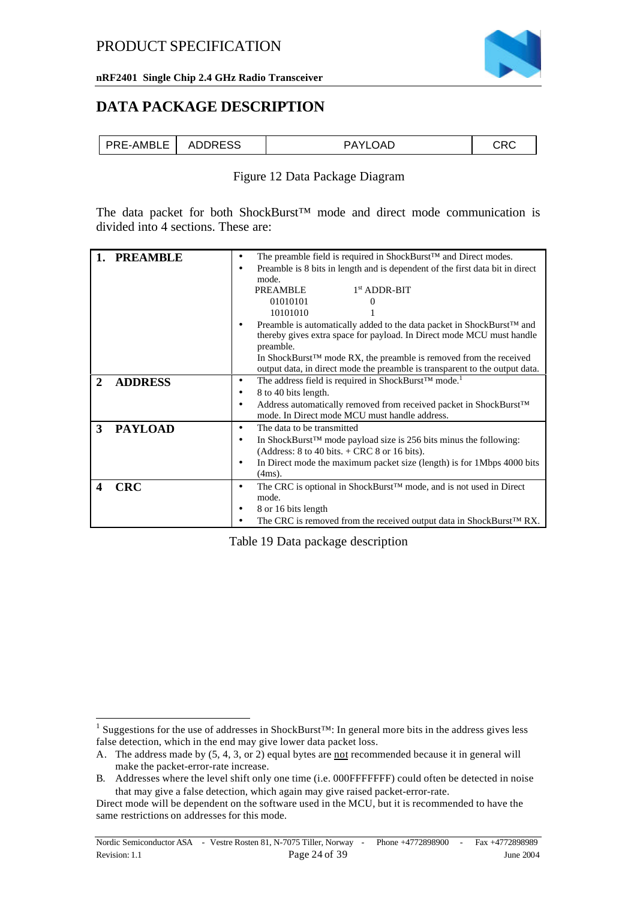# DATA PACKAGE DESCRIPTION

| PRE-AMBLE | ADDRESS | PAYLOAD | CRC |
|---|---|---|---|

Figure 12 Data Package Diagram

The data packet for both ShockBurst™ mode and direct mode communication is divided into 4 sections. These are:

| | |
|---|---|
| **1. PREAMBLE** | • The preamble field is required in ShockBurst™ and Direct modes.<br>• Preamble is 8 bits in length and is dependent of the first data bit in direct mode.<br>PREAMBLE 1st ADDR-BIT<br>01010101 0<br>10101010 1<br>• Preamble is automatically added to the data packet in ShockBurst™ and thereby gives extra space for payload. In Direct mode MCU must handle preamble.<br>In ShockBurst™ mode RX, the preamble is removed from the received output data, in direct mode the preamble is transparent to the output data. |
| **2 ADDRESS** | • The address field is required in ShockBurst™ mode.[1]<br>• 8 to 40 bits length.<br>• Address automatically removed from received packet in ShockBurst™ mode. In Direct mode MCU must handle address. |
| **3 PAYLOAD** | • The data to be transmitted<br>• In ShockBurst™ mode payload size is 256 bits minus the following: (Address: 8 to 40 bits. + CRC 8 or 16 bits).<br>• In Direct mode the maximum packet size (length) is for 1Mbps 4000 bits (4ms). |
| **4 CRC** | • The CRC is optional in ShockBurst™ mode, and is not used in Direct mode.<br>• 8 or 16 bits length<br>• The CRC is removed from the received output data in ShockBurst™ RX. |

Table 19 Data package description

---

[1] Suggestions for the use of addresses in ShockBurst™: In general more bits in the address gives less false detection, which in the end may give lower data packet loss.

A. The address made by (5, 4, 3, or 2) equal bytes are not recommended because it in general will make the packet-error-rate increase.

B. Addresses where the level shift only one time (i.e. 000FFFFFFF) could often be detected in noise that may give a false detection, which again may give raised packet-error-rate.

Direct mode will be dependent on the software used in the MCU, but it is recommended to have the same restrictions on addresses for this mode.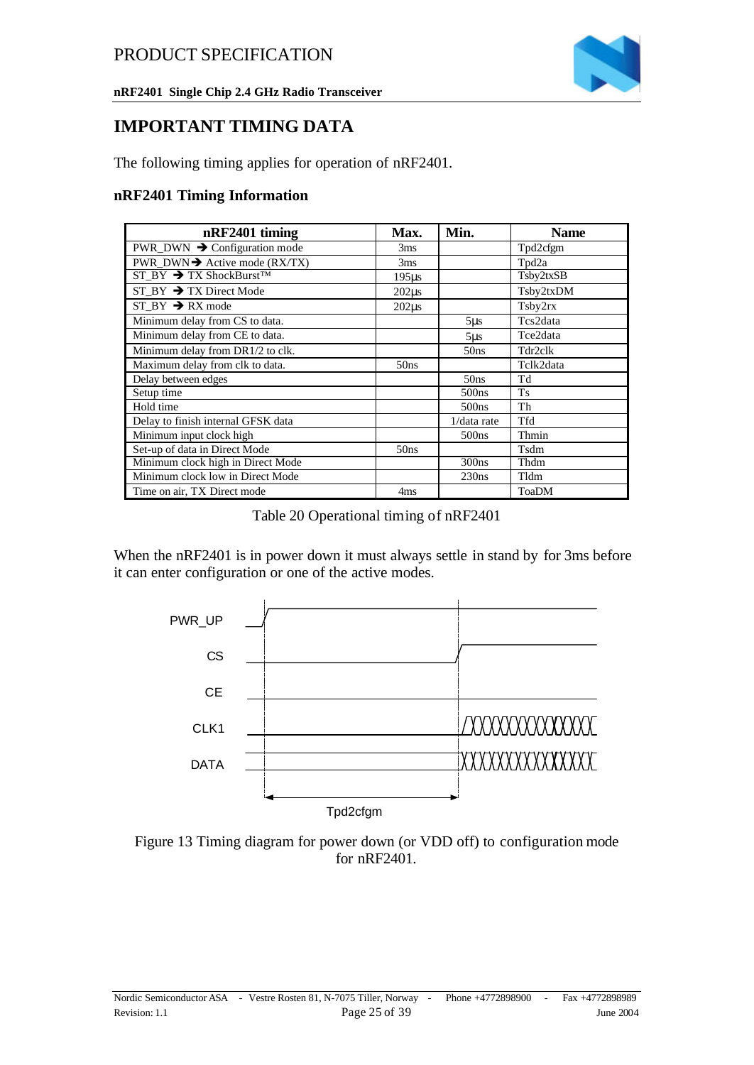# IMPORTANT TIMING DATA

The following timing applies for operation of nRF2401.

### nRF2401 Timing Information

| nRF2401 timing | Max. | Min. | Name |
|---|---|---|---|
| PWR_DWN ➔ Configuration mode | 3ms | | Tpd2cfgm |
| PWR_DWN➔ Active mode (RX/TX) | 3ms | | Tpd2a |
| ST_BY ➔ TX ShockBurst™ | 195µs | | Tsby2txSB |
| ST_BY ➔ TX Direct Mode | 202µs | | Tsby2txDM |
| ST_BY ➔ RX mode | 202µs | | Tsby2rx |
| Minimum delay from CS to data. | | 5µs | Tcs2data |
| Minimum delay from CE to data. | | 5µs | Tce2data |
| Minimum delay from DR1/2 to clk. | | 50ns | Tdr2clk |
| Maximum delay from clk to data. | 50ns | | Tclk2data |
| Delay between edges | | 50ns | Td |
| Setup time | | 500ns | Ts |
| Hold time | | 500ns | Th |
| Delay to finish internal GFSK data | | 1/data rate | Tfd |
| Minimum input clock high | | 500ns | Thmin |
| Set-up of data in Direct Mode | 50ns | | Tsdm |
| Minimum clock high in Direct Mode | | 300ns | Thdm |
| Minimum clock low in Direct Mode | | 230ns | Tldm |
| Time on air, TX Direct mode | 4ms | | ToaDM |

Table 20 Operational timing of nRF2401

When the nRF2401 is in power down it must always settle in stand by for 3ms before it can enter configuration or one of the active modes.

Figure 13 Timing diagram for power down (or VDD off) to configuration mode for nRF2401.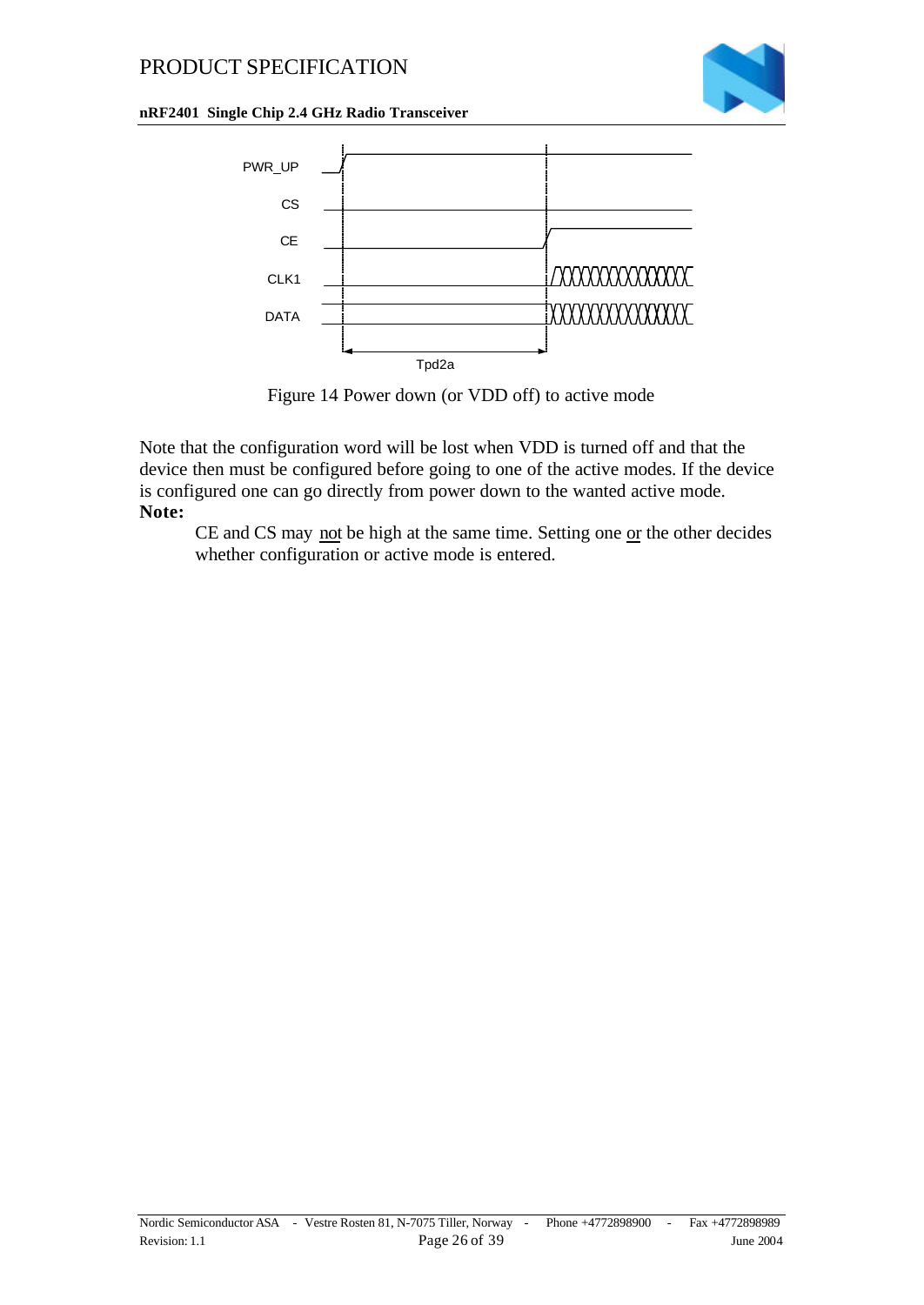Figure 14 Power down (or VDD off) to active mode

Note that the configuration word will be lost when VDD is turned off and that the device then must be configured before going to one of the active modes. If the device is configured one can go directly from power down to the wanted active mode.

**Note:**

CE and CS may not be high at the same time. Setting one or the other decides whether configuration or active mode is entered.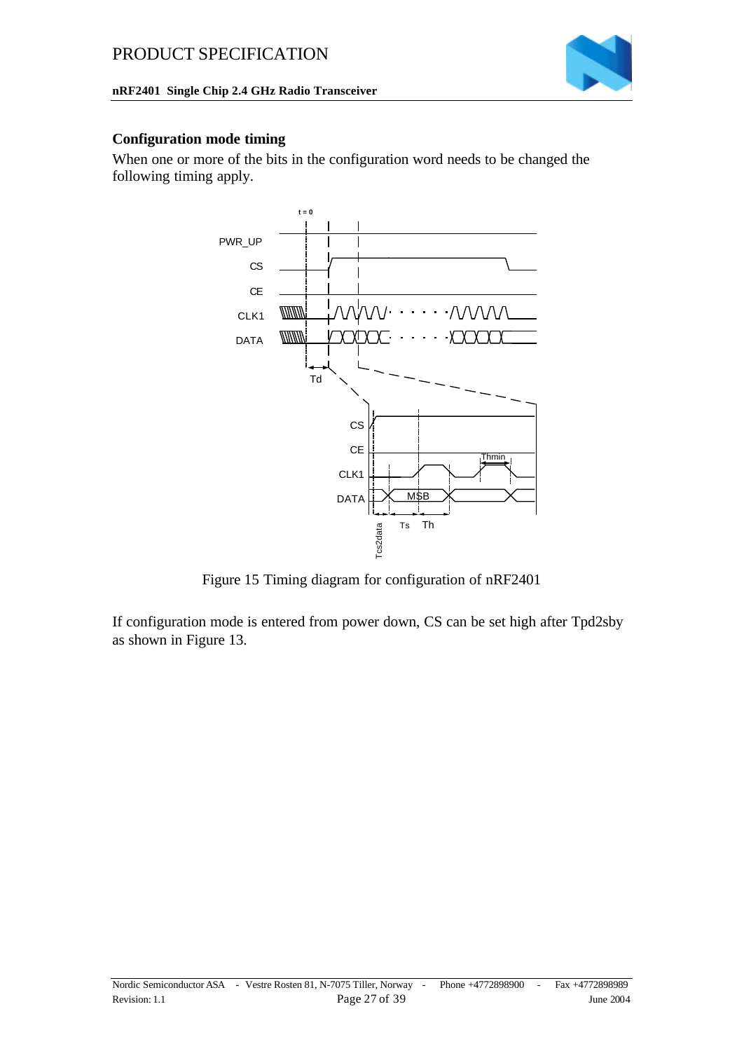### Configuration mode timing

When one or more of the bits in the configuration word needs to be changed the following timing apply.

Figure 15 Timing diagram for configuration of nRF2401

If configuration mode is entered from power down, CS can be set high after Tpd2sby as shown in Figure 13.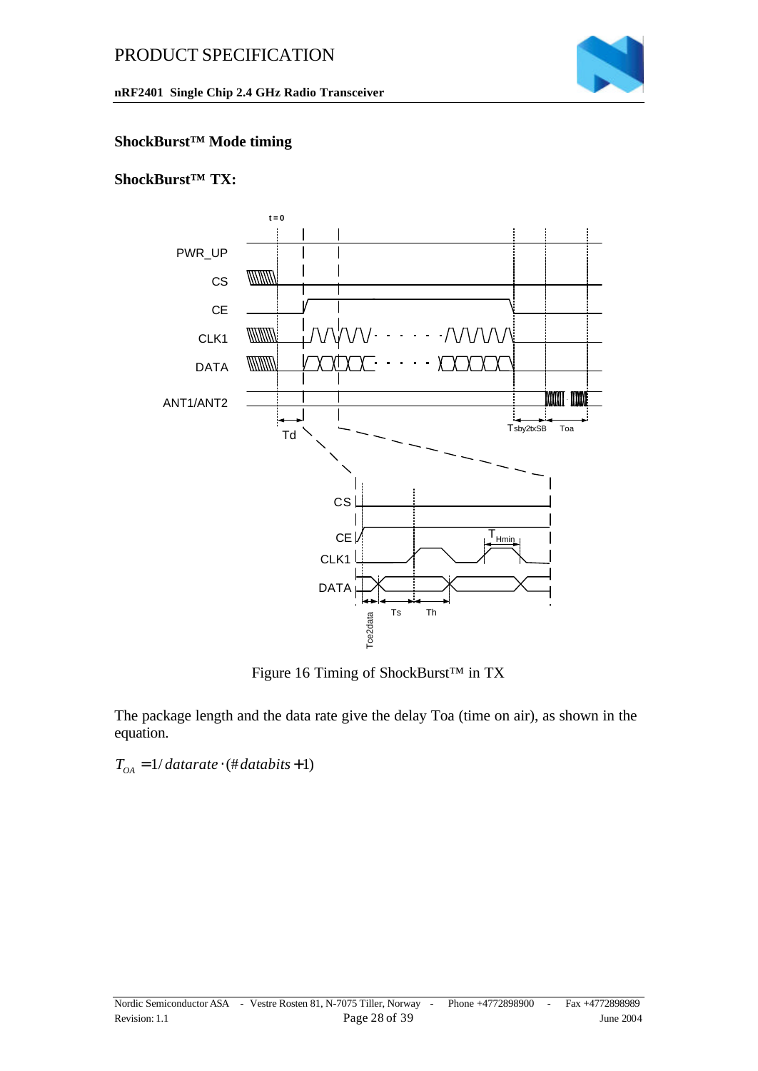## ShockBurst™ Mode timing

### ShockBurst™ TX:

Figure 16 Timing of ShockBurst™ in TX

The package length and the data rate give the delay Toa (time on air), as shown in the equation.

$$T_{OA} = 1/datarate \cdot (\#databits + 1)$$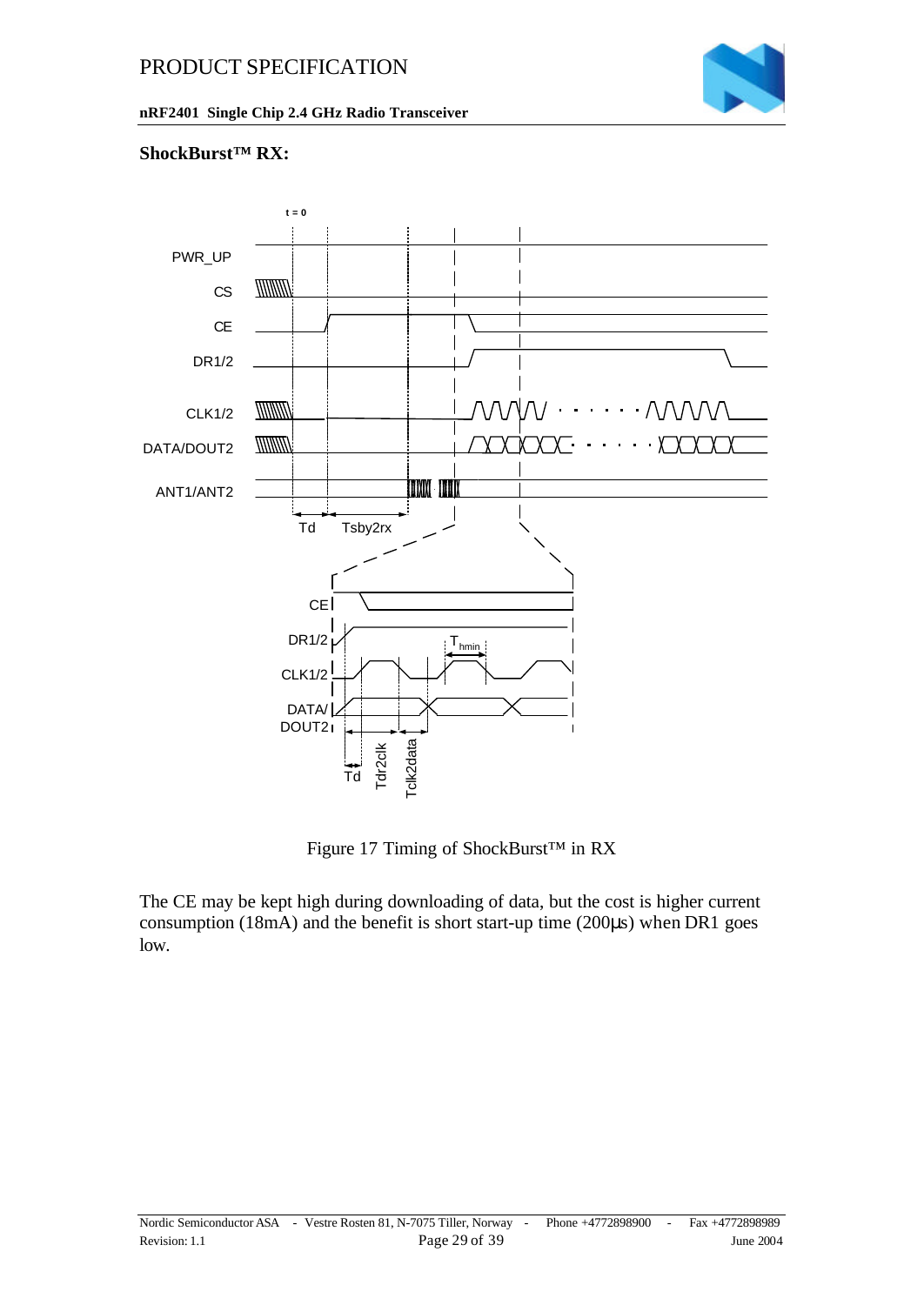**ShockBurst™ RX:**

Figure 17 Timing of ShockBurst™ in RX

The CE may be kept high during downloading of data, but the cost is higher current consumption (18mA) and the benefit is short start-up time (200µs) when DR1 goes low.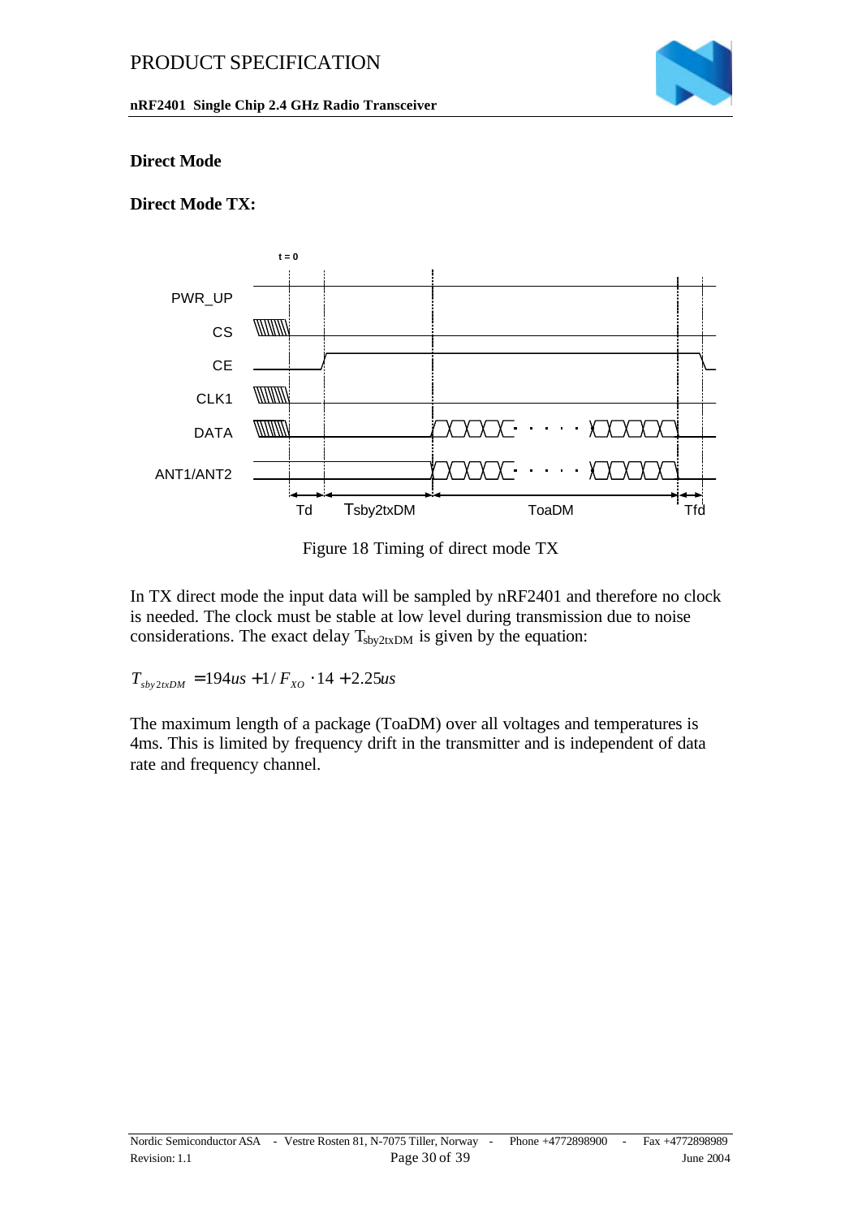## Direct Mode

### Direct Mode TX:

Figure 18 Timing of direct mode TX

In TX direct mode the input data will be sampled by nRF2401 and therefore no clock is needed. The clock must be stable at low level during transmission due to noise considerations. The exact delay $T_{sby2txDM}$ is given by the equation:

$$T_{sby2txDM} = 194us + 1/F_{XO} \cdot 14 + 2.25us$$

The maximum length of a package (ToaDM) over all voltages and temperatures is 4ms. This is limited by frequency drift in the transmitter and is independent of data rate and frequency channel.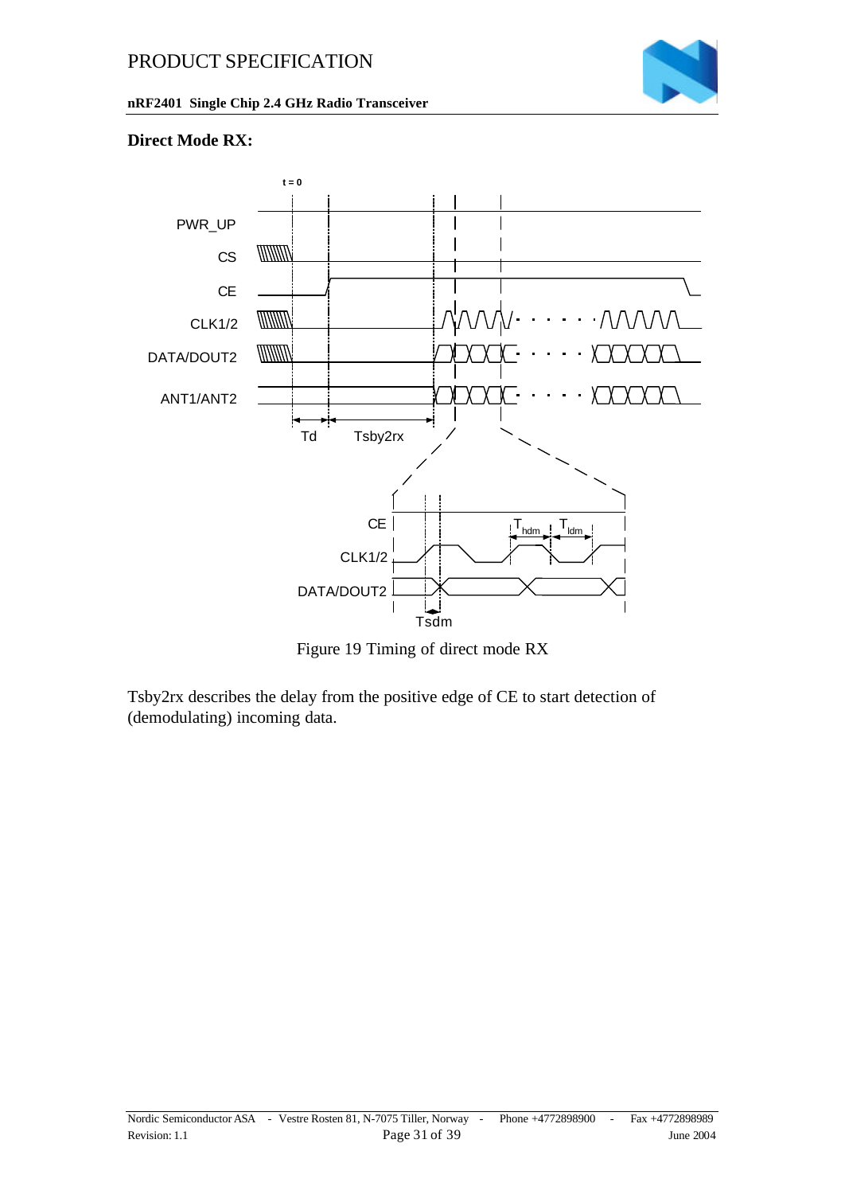### Direct Mode RX:

Figure 19 Timing of direct mode RX

Tsby2rx describes the delay from the positive edge of CE to start detection of (demodulating) incoming data.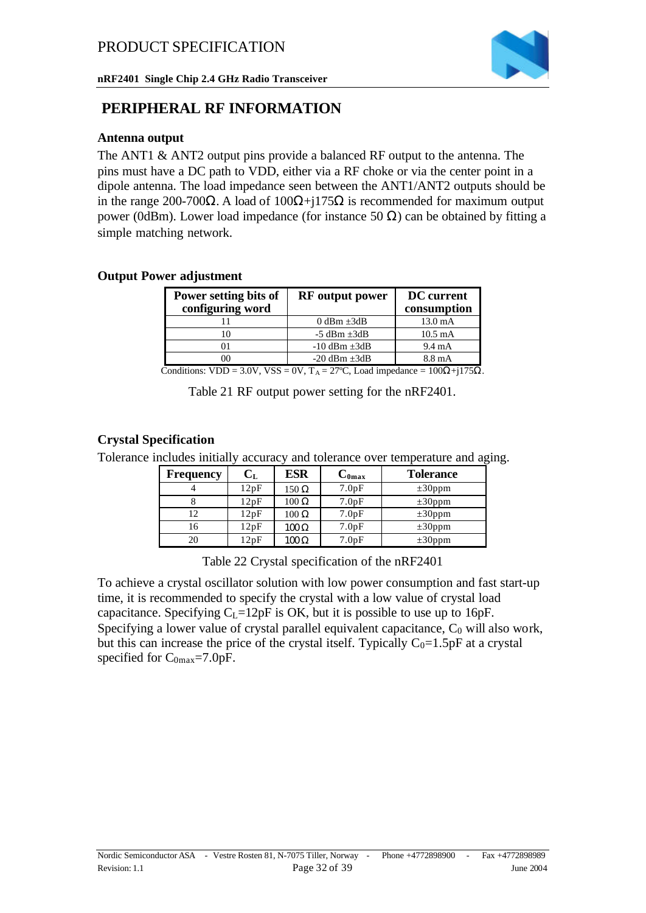# PERIPHERAL RF INFORMATION

### Antenna output

The ANT1 & ANT2 output pins provide a balanced RF output to the antenna. The pins must have a DC path to VDD, either via a RF choke or via the center point in a dipole antenna. The load impedance seen between the ANT1/ANT2 outputs should be in the range 200-700Ω. A load of 100Ω+j175Ω is recommended for maximum output power (0dBm). Lower load impedance (for instance 50 Ω) can be obtained by fitting a simple matching network.

### Output Power adjustment

| Power setting bits of configuring word | RF output power | DC current consumption |
|---|---|---|
| 11 | 0 dBm ±3dB | 13.0 mA |
| 10 | -5 dBm ±3dB | 10.5 mA |
| 01 | -10 dBm ±3dB | 9.4 mA |
| 00 | -20 dBm ±3dB | 8.8 mA |

Conditions: VDD = 3.0V, VSS = 0V, $T_A$ = 27ºC, Load impedance = 100Ω+j175Ω.

Table 21 RF output power setting for the nRF2401.

### Crystal Specification

Tolerance includes initially accuracy and tolerance over temperature and aging.

| Frequency | $C_L$ | ESR | $C_{0max}$ | Tolerance |
|---|---|---|---|---|
| 4 | 12pF | 150 Ω | 7.0pF | ±30ppm |
| 8 | 12pF | 100 Ω | 7.0pF | ±30ppm |
| 12 | 12pF | 100 Ω | 7.0pF | ±30ppm |
| 16 | 12pF | 100Ω | 7.0pF | ±30ppm |
| 20 | 12pF | 100Ω | 7.0pF | ±30ppm |

Table 22 Crystal specification of the nRF2401

To achieve a crystal oscillator solution with low power consumption and fast start-up time, it is recommended to specify the crystal with a low value of crystal load capacitance. Specifying $C_L$=12pF is OK, but it is possible to use up to 16pF. Specifying a lower value of crystal parallel equivalent capacitance, $C_0$ will also work, but this can increase the price of the crystal itself. Typically $C_0$=1.5pF at a crystal specified for $C_{0max}$=7.0pF.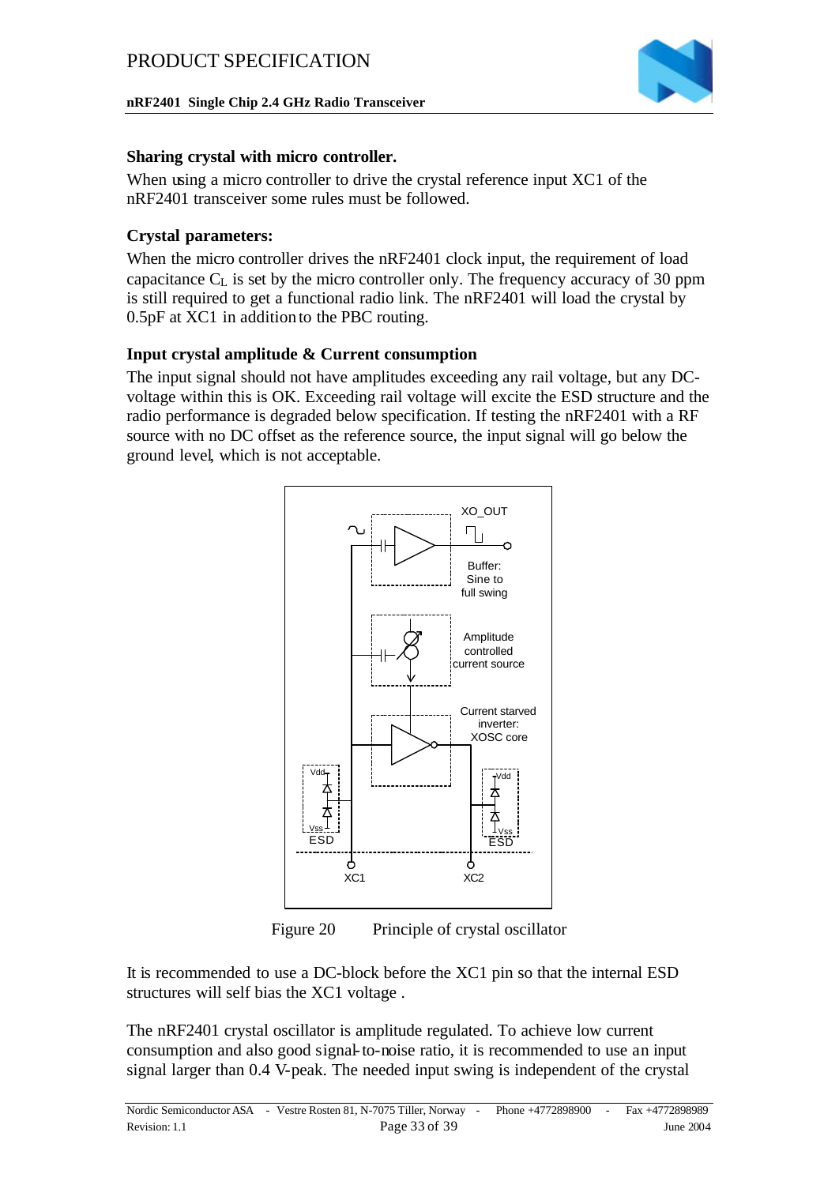### Sharing crystal with micro controller.

When using a micro controller to drive the crystal reference input XC1 of the nRF2401 transceiver some rules must be followed.

### Crystal parameters:

When the micro controller drives the nRF2401 clock input, the requirement of load capacitance $C_L$ is set by the micro controller only. The frequency accuracy of 30 ppm is still required to get a functional radio link. The nRF2401 will load the crystal by 0.5pF at XC1 in addition to the PBC routing.

### Input crystal amplitude & Current consumption

The input signal should not have amplitudes exceeding any rail voltage, but any DC-voltage within this is OK. Exceeding rail voltage will excite the ESD structure and the radio performance is degraded below specification. If testing the nRF2401 with a RF source with no DC offset as the reference source, the input signal will go below the ground level, which is not acceptable.

Figure 20 Principle of crystal oscillator

It is recommended to use a DC-block before the XC1 pin so that the internal ESD structures will self bias the XC1 voltage .

The nRF2401 crystal oscillator is amplitude regulated. To achieve low current consumption and also good signal-to-noise ratio, it is recommended to use an input signal larger than 0.4 V-peak. The needed input swing is independent of the crystal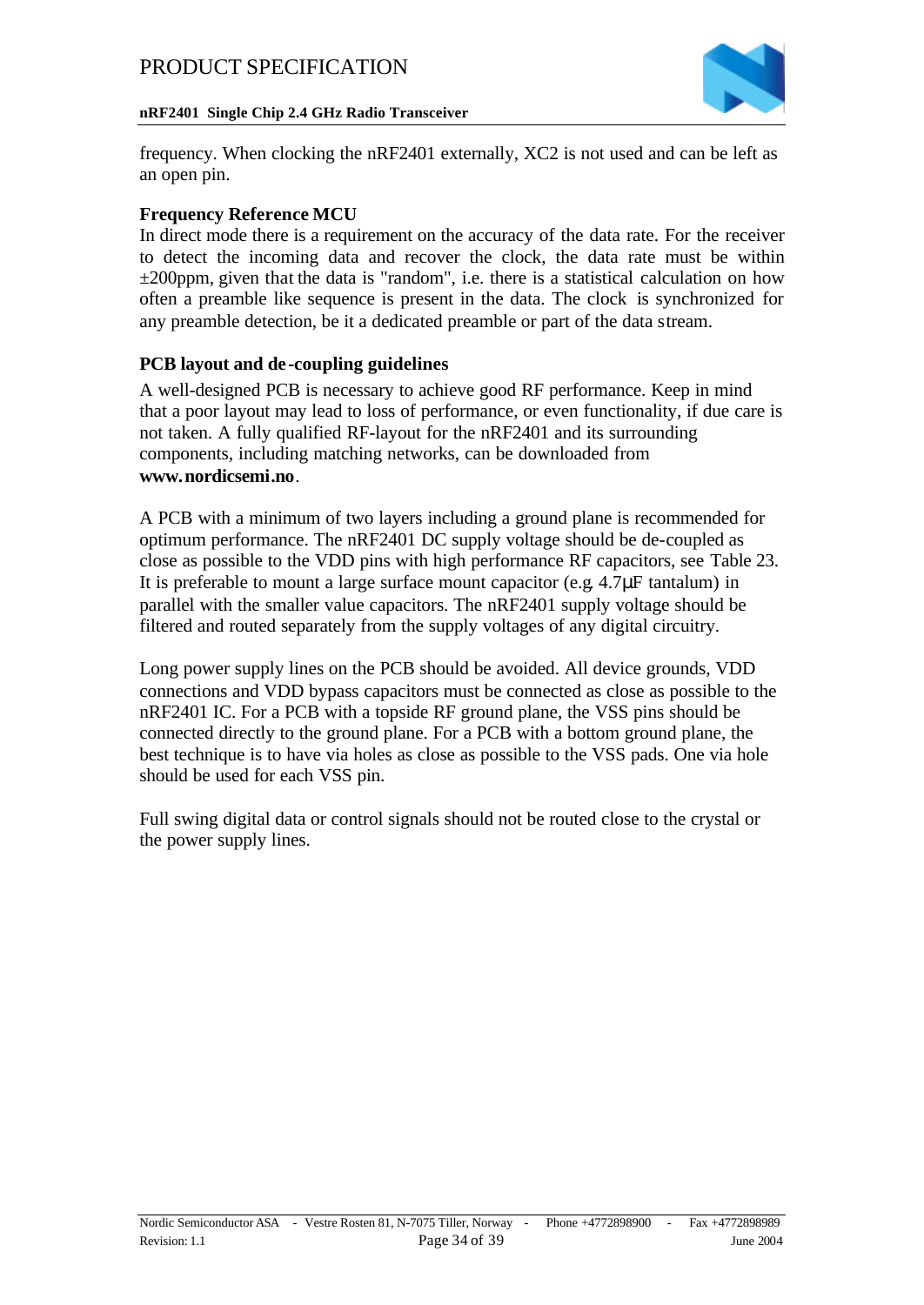frequency. When clocking the nRF2401 externally, XC2 is not used and can be left as an open pin.

### Frequency Reference MCU

In direct mode there is a requirement on the accuracy of the data rate. For the receiver to detect the incoming data and recover the clock, the data rate must be within ±200ppm, given that the data is "random", i.e. there is a statistical calculation on how often a preamble like sequence is present in the data. The clock is synchronized for any preamble detection, be it a dedicated preamble or part of the data stream.

### PCB layout and de-coupling guidelines

A well-designed PCB is necessary to achieve good RF performance. Keep in mind that a poor layout may lead to loss of performance, or even functionality, if due care is not taken. A fully qualified RF-layout for the nRF2401 and its surrounding components, including matching networks, can be downloaded from **www.nordicsemi.no**.

A PCB with a minimum of two layers including a ground plane is recommended for optimum performance. The nRF2401 DC supply voltage should be de-coupled as close as possible to the VDD pins with high performance RF capacitors, see Table 23. It is preferable to mount a large surface mount capacitor (e.g. 4.7µF tantalum) in parallel with the smaller value capacitors. The nRF2401 supply voltage should be filtered and routed separately from the supply voltages of any digital circuitry.

Long power supply lines on the PCB should be avoided. All device grounds, VDD connections and VDD bypass capacitors must be connected as close as possible to the nRF2401 IC. For a PCB with a topside RF ground plane, the VSS pins should be connected directly to the ground plane. For a PCB with a bottom ground plane, the best technique is to have via holes as close as possible to the VSS pads. One via hole should be used for each VSS pin.

Full swing digital data or control signals should not be routed close to the crystal or the power supply lines.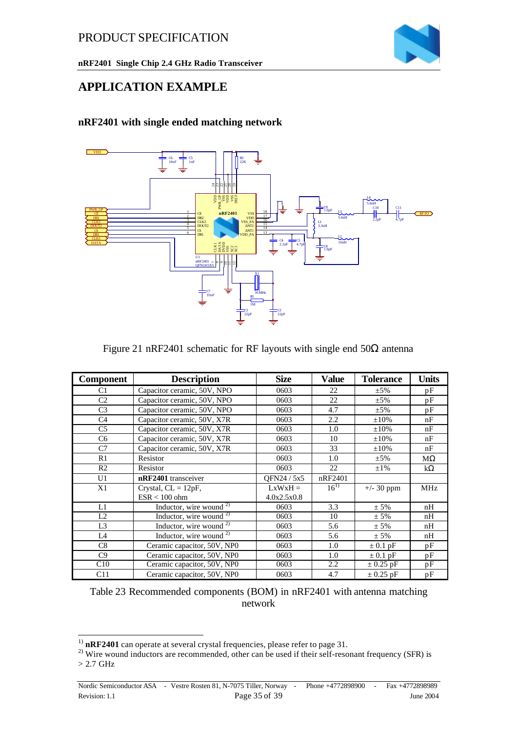# APPLICATION EXAMPLE

### nRF2401 with single ended matching network

Figure 21 nRF2401 schematic for RF layouts with single end 50Ω antenna

| Component | Description | Size | Value | Tolerance | Units |
|---|---|---|---|---|---|
| C1 | Capacitor ceramic, 50V, NPO | 0603 | 22 | ±5% | pF |
| C2 | Capacitor ceramic, 50V, NPO | 0603 | 22 | ±5% | pF |
| C3 | Capacitor ceramic, 50V, NPO | 0603 | 4.7 | ±5% | pF |
| C4 | Capacitor ceramic, 50V, X7R | 0603 | 2.2 | ±10% | nF |
| C5 | Capacitor ceramic, 50V, X7R | 0603 | 1.0 | ±10% | nF |
| C6 | Capacitor ceramic, 50V, X7R | 0603 | 10 | ±10% | nF |
| C7 | Capacitor ceramic, 50V, X7R | 0603 | 33 | ±10% | nF |
| R1 | Resistor | 0603 | 1.0 | ±5% | MΩ |
| R2 | Resistor | 0603 | 22 | ±1% | kΩ |
| U1 | **nRF2401** transceiver | QFN24 / 5x5 | nRF2401 | | |
| X1 | Crystal, CL = 12pF, ESR < 100 ohm | LxWxH = 4.0x2.5x0.8 | 16[1] | +/- 30 ppm | MHz |
| L1 | Inductor, wire wound [2] | 0603 | 3.3 | ± 5% | nH |
| L2 | Inductor, wire wound [2] | 0603 | 10 | ± 5% | nH |
| L3 | Inductor, wire wound [2] | 0603 | 5.6 | ± 5% | nH |
| L4 | Inductor, wire wound [2] | 0603 | 5.6 | ± 5% | nH |
| C8 | Ceramic capacitor, 50V, NP0 | 0603 | 1.0 | ± 0.1 pF | pF |
| C9 | Ceramic capacitor, 50V, NP0 | 0603 | 1.0 | ± 0.1 pF | pF |
| C10 | Ceramic capacitor, 50V, NP0 | 0603 | 2.2 | ± 0.25 pF | pF |
| C11 | Ceramic capacitor, 50V, NP0 | 0603 | 4.7 | ± 0.25 pF | pF |

Table 23 Recommended components (BOM) in nRF2401 with antenna matching network

[1] **nRF2401** can operate at several crystal frequencies, please refer to page 31.

[2] Wire wound inductors are recommended, other can be used if their self-resonant frequency (SFR) is > 2.7 GHz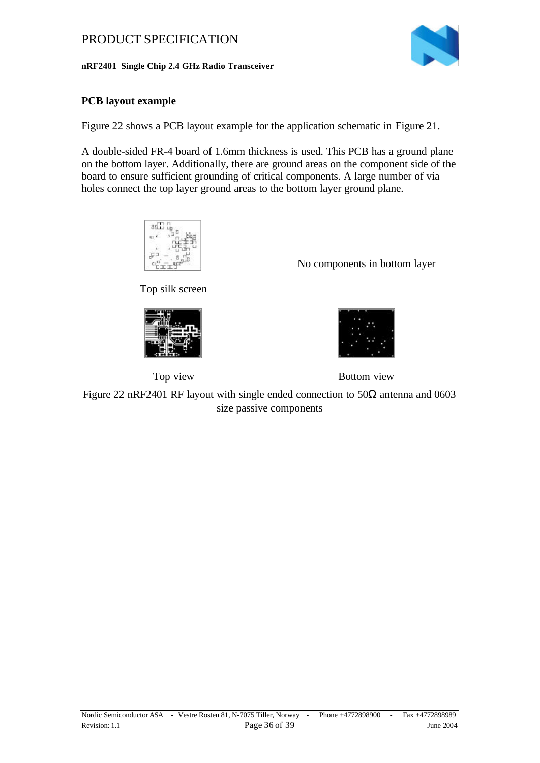**PCB layout example**

Figure 22 shows a PCB layout example for the application schematic in Figure 21.

A double-sided FR-4 board of 1.6mm thickness is used. This PCB has a ground plane on the bottom layer. Additionally, there are ground areas on the component side of the board to ensure sufficient grounding of critical components. A large number of via holes connect the top layer ground areas to the bottom layer ground plane.

Top silk screen

No components in bottom layer

Top view

Bottom view

Figure 22 nRF2401 RF layout with single ended connection to 50Ω antenna and 0603 size passive components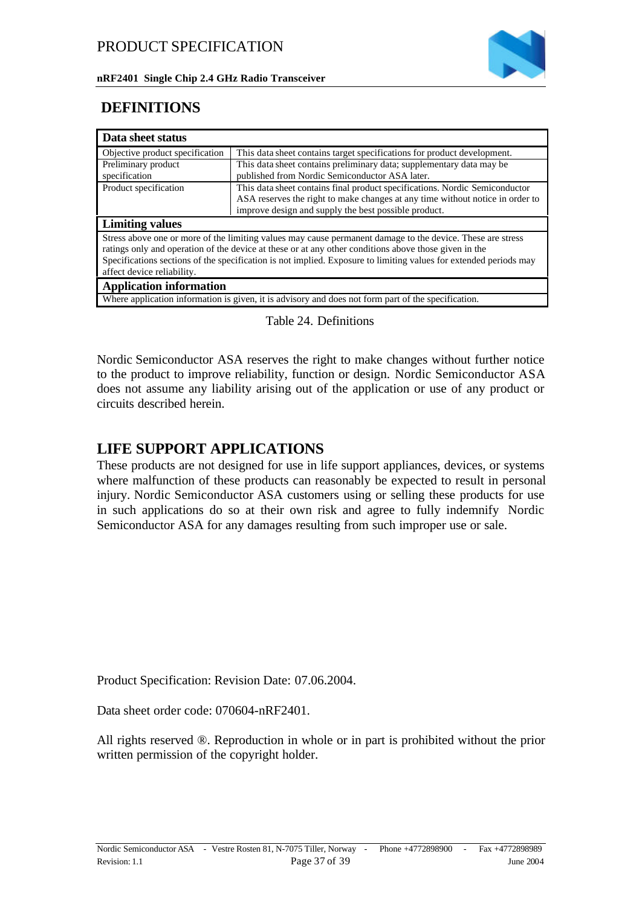# DEFINITIONS

| Data sheet status | |
|---|---|
| Objective product specification | This data sheet contains target specifications for product development. |
| Preliminary product specification | This data sheet contains preliminary data; supplementary data may be published from Nordic Semiconductor ASA later. |
| Product specification | This data sheet contains final product specifications. Nordic Semiconductor ASA reserves the right to make changes at any time without notice in order to improve design and supply the best possible product. |
| **Limiting values** | |
| Stress above one or more of the limiting values may cause permanent damage to the device. These are stress ratings only and operation of the device at these or at any other conditions above those given in the Specifications sections of the specification is not implied. Exposure to limiting values for extended periods may affect device reliability. | |
| **Application information** | |
| Where application information is given, it is advisory and does not form part of the specification. | |

Table 24. Definitions

Nordic Semiconductor ASA reserves the right to make changes without further notice to the product to improve reliability, function or design. Nordic Semiconductor ASA does not assume any liability arising out of the application or use of any product or circuits described herein.

## LIFE SUPPORT APPLICATIONS

These products are not designed for use in life support appliances, devices, or systems where malfunction of these products can reasonably be expected to result in personal injury. Nordic Semiconductor ASA customers using or selling these products for use in such applications do so at their own risk and agree to fully indemnify Nordic Semiconductor ASA for any damages resulting from such improper use or sale.

Product Specification: Revision Date: 07.06.2004.

Data sheet order code: 070604-nRF2401.

All rights reserved ®. Reproduction in whole or in part is prohibited without the prior written permission of the copyright holder.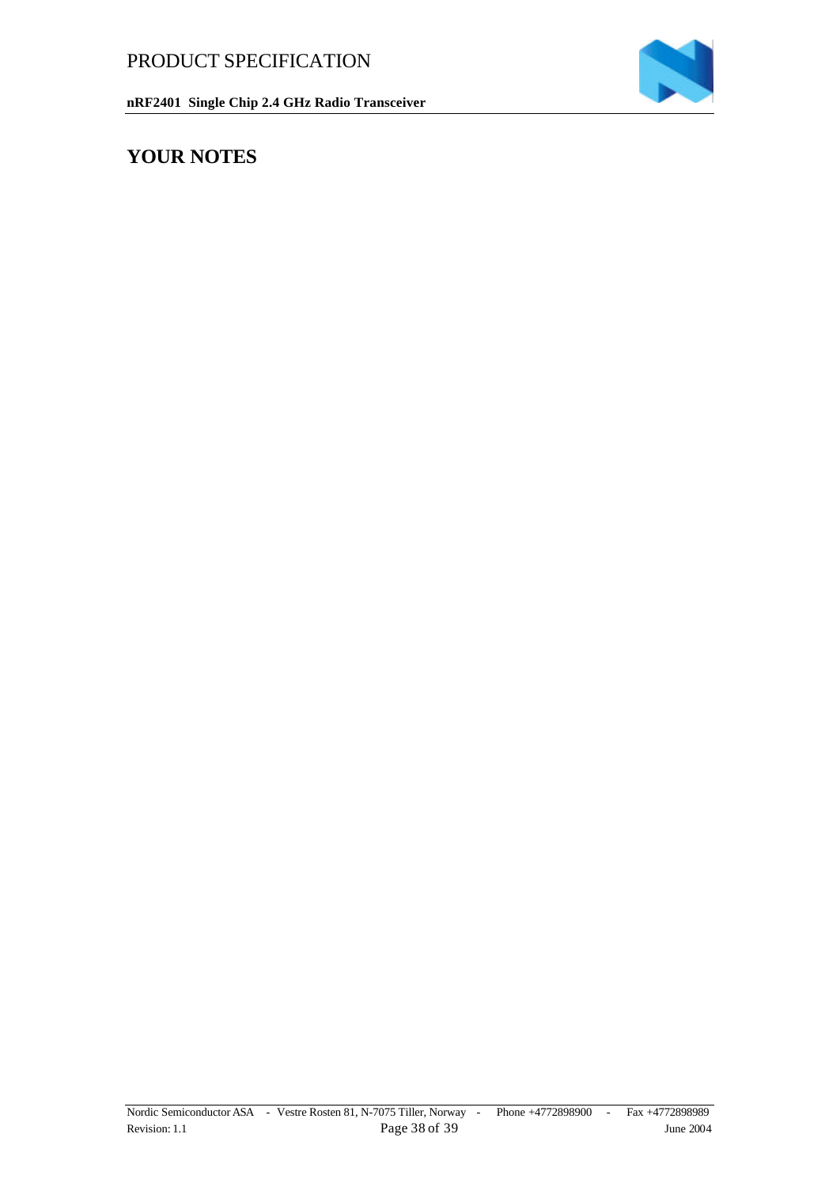# YOUR NOTES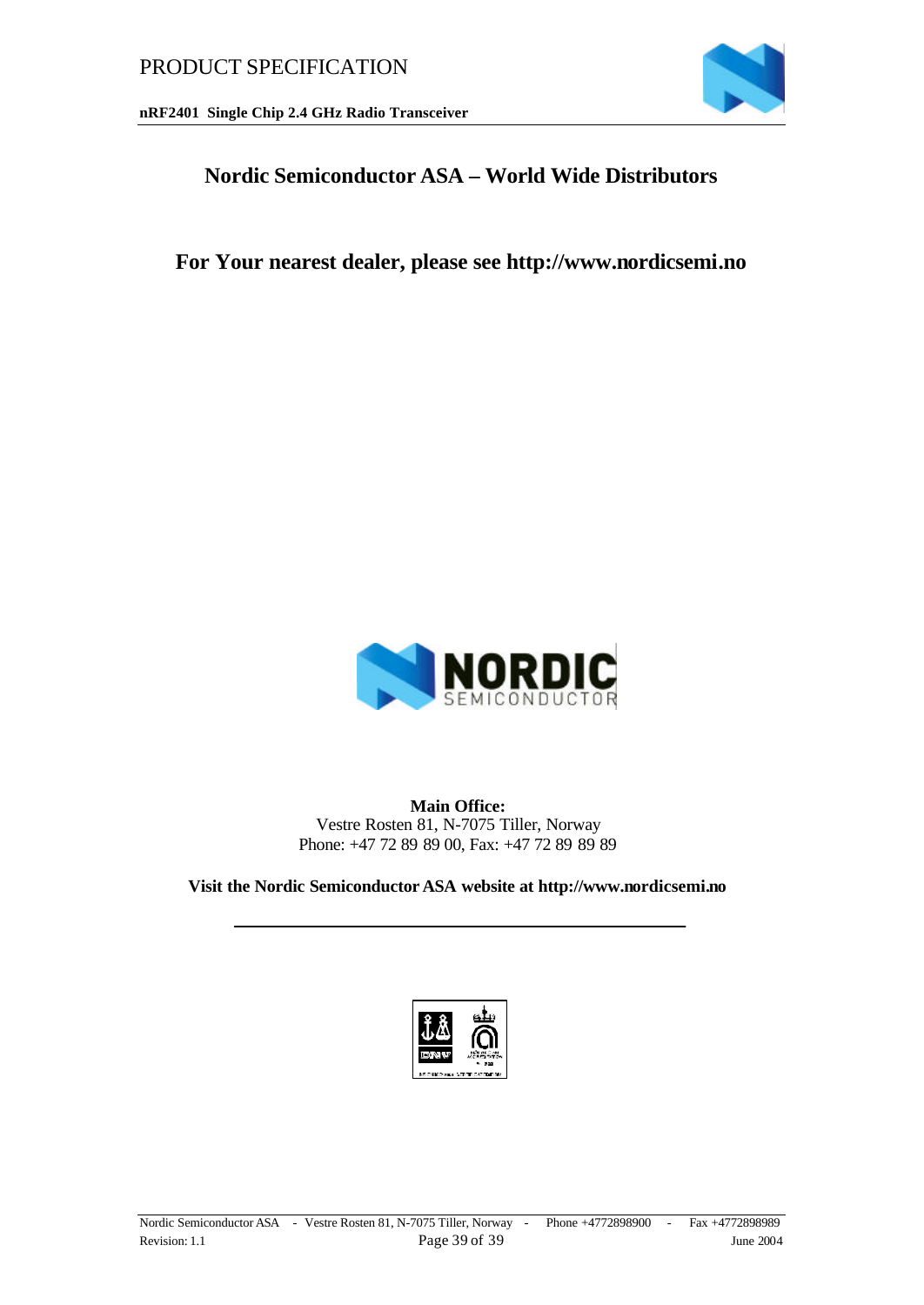## Nordic Semiconductor ASA – World Wide Distributors

## For Your nearest dealer, please see http://www.nordicsemi.no

**Main Office:**
Vestre Rosten 81, N-7075 Tiller, Norway
Phone: +47 72 89 89 00, Fax: +47 72 89 89 89

**Visit the Nordic Semiconductor ASA website at http://www.nordicsemi.no**